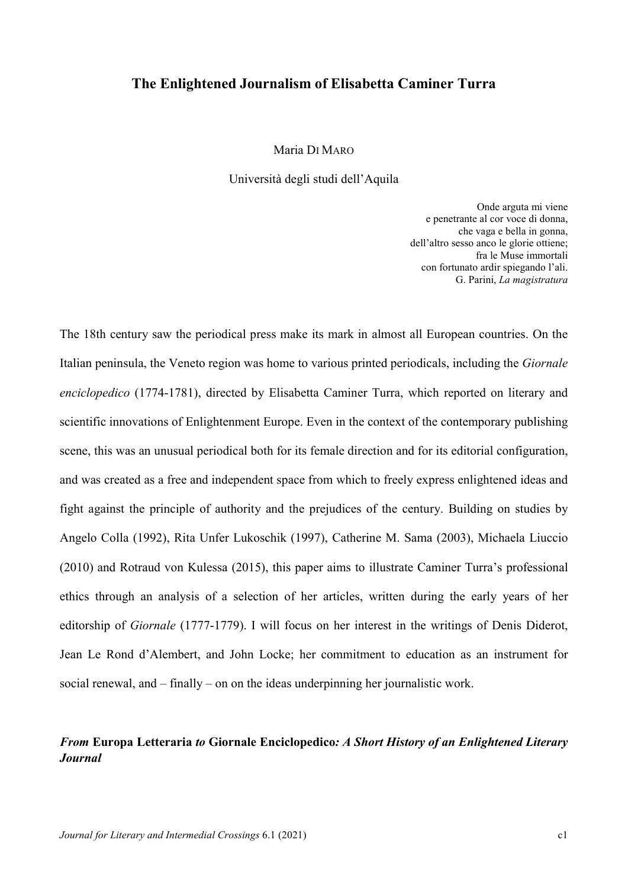# The Enlightened Journalism of Elisabetta Caminer Turra

Maria DI MARO

Università degli studi dell'Aquila

> Onde arguta mi viene
> e penetrante al cor voce di donna,
> che vaga e bella in gonna,
> dell'altro sesso anco le glorie ottiene;
> fra le Muse immortali
> con fortunato ardir spiegando l'ali.
> G. Parini, *La magistratura*

The 18th century saw the periodical press make its mark in almost all European countries. On the Italian peninsula, the Veneto region was home to various printed periodicals, including the *Giornale enciclopedico* (1774-1781), directed by Elisabetta Caminer Turra, which reported on literary and scientific innovations of Enlightenment Europe. Even in the context of the contemporary publishing scene, this was an unusual periodical both for its female direction and for its editorial configuration, and was created as a free and independent space from which to freely express enlightened ideas and fight against the principle of authority and the prejudices of the century. Building on studies by Angelo Colla (1992), Rita Unfer Lukoschik (1997), Catherine M. Sama (2003), Michaela Liuccio (2010) and Rotraud von Kulessa (2015), this paper aims to illustrate Caminer Turra's professional ethics through an analysis of a selection of her articles, written during the early years of her editorship of *Giornale* (1777-1779). I will focus on her interest in the writings of Denis Diderot, Jean Le Rond d'Alembert, and John Locke; her commitment to education as an instrument for social renewal, and – finally – on on the ideas underpinning her journalistic work.

## *From* Europa Letteraria *to* Giornale Enciclopedico*: A Short History of an Enlightened Literary Journal*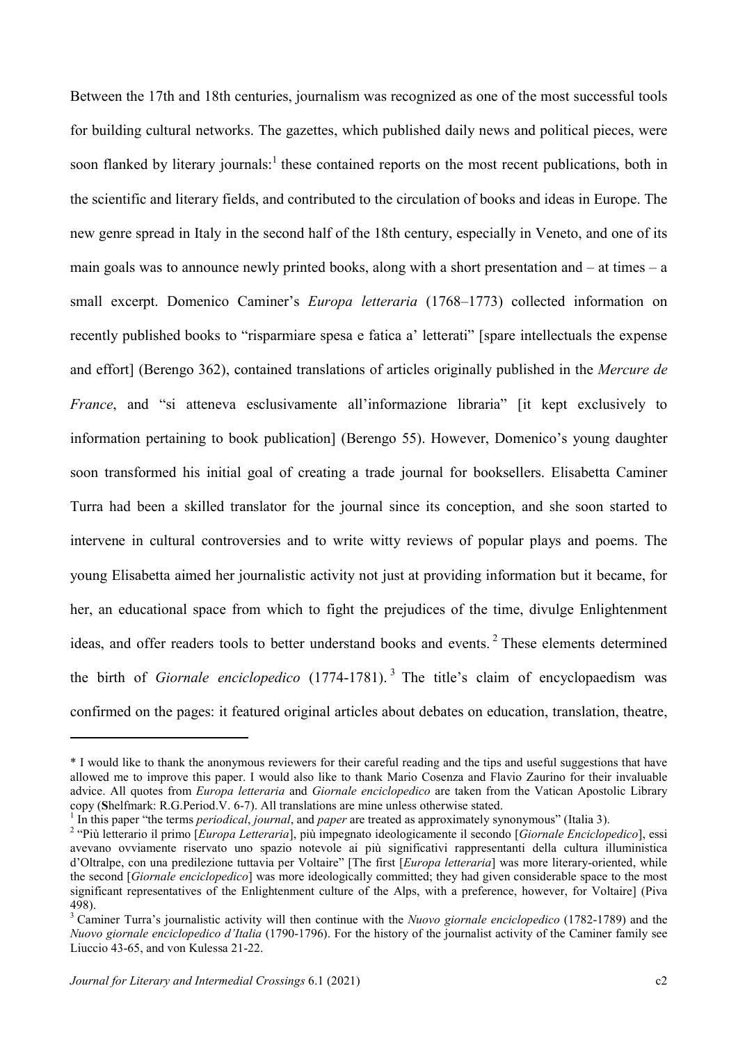Between the 17th and 18th centuries, journalism was recognized as one of the most successful tools for building cultural networks. The gazettes, which published daily news and political pieces, were soon flanked by literary journals:[1] these contained reports on the most recent publications, both in the scientific and literary fields, and contributed to the circulation of books and ideas in Europe. The new genre spread in Italy in the second half of the 18th century, especially in Veneto, and one of its main goals was to announce newly printed books, along with a short presentation and – at times – a small excerpt. Domenico Caminer's *Europa letteraria* (1768–1773) collected information on recently published books to "risparmiare spesa e fatica a' letterati" [spare intellectuals the expense and effort] (Berengo 362), contained translations of articles originally published in the *Mercure de France*, and "si atteneva esclusivamente all'informazione libraria" [it kept exclusively to information pertaining to book publication] (Berengo 55). However, Domenico's young daughter soon transformed his initial goal of creating a trade journal for booksellers. Elisabetta Caminer Turra had been a skilled translator for the journal since its conception, and she soon started to intervene in cultural controversies and to write witty reviews of popular plays and poems. The young Elisabetta aimed her journalistic activity not just at providing information but it became, for her, an educational space from which to fight the prejudices of the time, divulge Enlightenment ideas, and offer readers tools to better understand books and events.[2] These elements determined the birth of *Giornale enciclopedico* (1774-1781).[3] The title's claim of encyclopaedism was confirmed on the pages: it featured original articles about debates on education, translation, theatre,

---

\* I would like to thank the anonymous reviewers for their careful reading and the tips and useful suggestions that have allowed me to improve this paper. I would also like to thank Mario Cosenza and Flavio Zaurino for their invaluable advice. All quotes from *Europa letteraria* and *Giornale enciclopedico* are taken from the Vatican Apostolic Library copy (**S**helfmark: R.G.Period.V. 6-7). All translations are mine unless otherwise stated.

[1] In this paper "the terms *periodical*, *journal*, and *paper* are treated as approximately synonymous" (Italia 3).

[2] "Più letterario il primo [*Europa Letteraria*], più impegnato ideologicamente il secondo [*Giornale Enciclopedico*], essi avevano ovviamente riservato uno spazio notevole ai più significativi rappresentanti della cultura illuministica d'Oltralpe, con una predilezione tuttavia per Voltaire" [The first [*Europa letteraria*] was more literary-oriented, while the second [*Giornale enciclopedico*] was more ideologically committed; they had given considerable space to the most significant representatives of the Enlightenment culture of the Alps, with a preference, however, for Voltaire] (Piva 498).

[3] Caminer Turra's journalistic activity will then continue with the *Nuovo giornale enciclopedico* (1782-1789) and the *Nuovo giornale enciclopedico d'Italia* (1790-1796). For the history of the journalist activity of the Caminer family see Liuccio 43-65, and von Kulessa 21-22.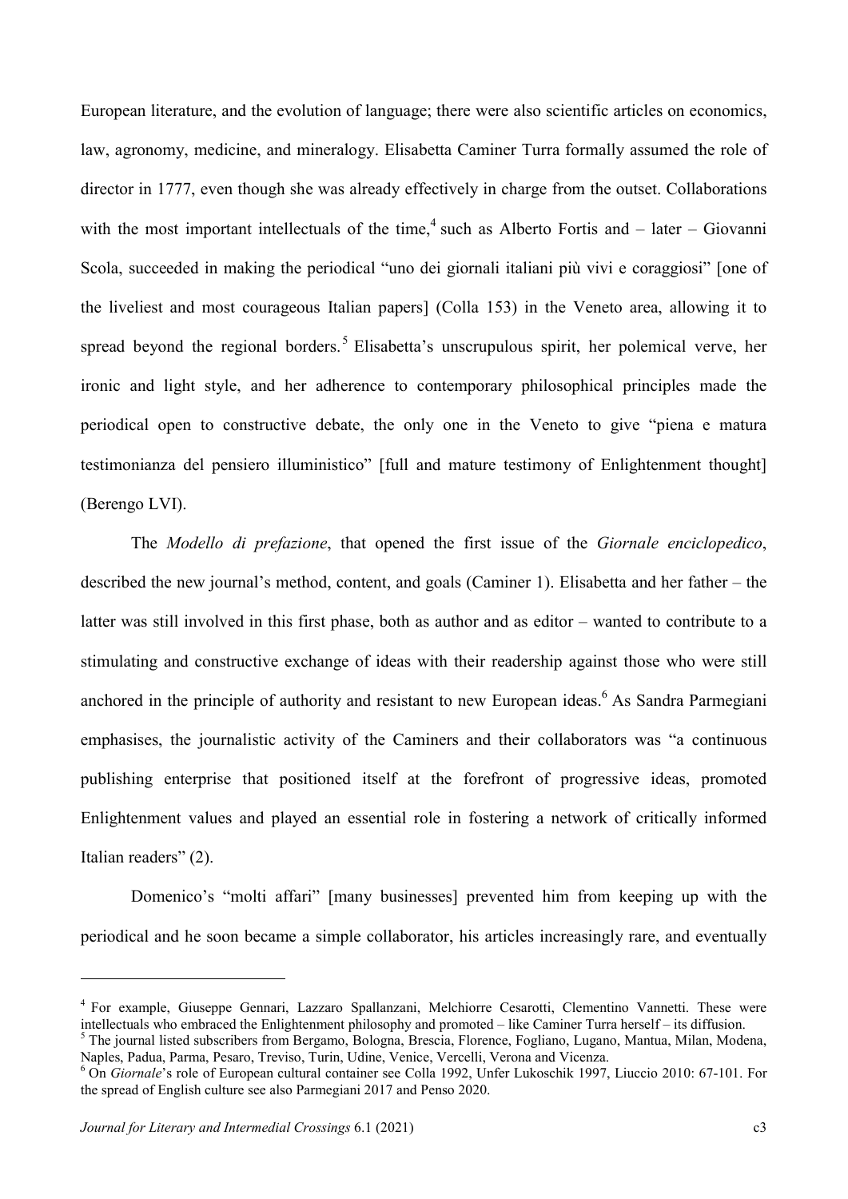European literature, and the evolution of language; there were also scientific articles on economics, law, agronomy, medicine, and mineralogy. Elisabetta Caminer Turra formally assumed the role of director in 1777, even though she was already effectively in charge from the outset. Collaborations with the most important intellectuals of the time,[4] such as Alberto Fortis and – later – Giovanni Scola, succeeded in making the periodical "uno dei giornali italiani più vivi e coraggiosi" [one of the liveliest and most courageous Italian papers] (Colla 153) in the Veneto area, allowing it to spread beyond the regional borders.[5] Elisabetta's unscrupulous spirit, her polemical verve, her ironic and light style, and her adherence to contemporary philosophical principles made the periodical open to constructive debate, the only one in the Veneto to give "piena e matura testimonianza del pensiero illuministico" [full and mature testimony of Enlightenment thought] (Berengo LVI).

The *Modello di prefazione*, that opened the first issue of the *Giornale enciclopedico*, described the new journal's method, content, and goals (Caminer 1). Elisabetta and her father – the latter was still involved in this first phase, both as author and as editor – wanted to contribute to a stimulating and constructive exchange of ideas with their readership against those who were still anchored in the principle of authority and resistant to new European ideas.[6] As Sandra Parmegiani emphasises, the journalistic activity of the Caminers and their collaborators was "a continuous publishing enterprise that positioned itself at the forefront of progressive ideas, promoted Enlightenment values and played an essential role in fostering a network of critically informed Italian readers" (2).

Domenico's "molti affari" [many businesses] prevented him from keeping up with the periodical and he soon became a simple collaborator, his articles increasingly rare, and eventually

---

[4] For example, Giuseppe Gennari, Lazzaro Spallanzani, Melchiorre Cesarotti, Clementino Vannetti. These were intellectuals who embraced the Enlightenment philosophy and promoted – like Caminer Turra herself – its diffusion.

[5] The journal listed subscribers from Bergamo, Bologna, Brescia, Florence, Fogliano, Lugano, Mantua, Milan, Modena, Naples, Padua, Parma, Pesaro, Treviso, Turin, Udine, Venice, Vercelli, Verona and Vicenza.

[6] On *Giornale*'s role of European cultural container see Colla 1992, Unfer Lukoschik 1997, Liuccio 2010: 67-101. For the spread of English culture see also Parmegiani 2017 and Penso 2020.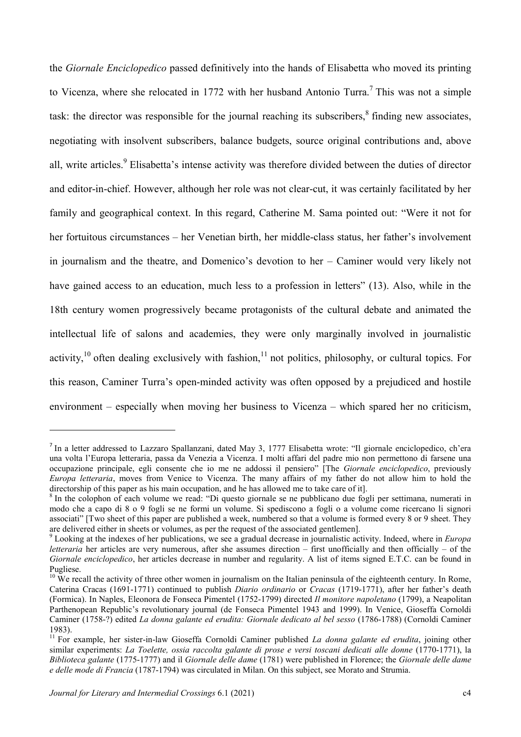the *Giornale Enciclopedico* passed definitively into the hands of Elisabetta who moved its printing to Vicenza, where she relocated in 1772 with her husband Antonio Turra.[7] This was not a simple task: the director was responsible for the journal reaching its subscribers,[8] finding new associates, negotiating with insolvent subscribers, balance budgets, source original contributions and, above all, write articles.[9] Elisabetta's intense activity was therefore divided between the duties of director and editor-in-chief. However, although her role was not clear-cut, it was certainly facilitated by her family and geographical context. In this regard, Catherine M. Sama pointed out: "Were it not for her fortuitous circumstances – her Venetian birth, her middle-class status, her father's involvement in journalism and the theatre, and Domenico's devotion to her – Caminer would very likely not have gained access to an education, much less to a profession in letters" (13). Also, while in the 18th century women progressively became protagonists of the cultural debate and animated the intellectual life of salons and academies, they were only marginally involved in journalistic activity,[10] often dealing exclusively with fashion,[11] not politics, philosophy, or cultural topics. For this reason, Caminer Turra's open-minded activity was often opposed by a prejudiced and hostile environment – especially when moving her business to Vicenza – which spared her no criticism,

---

[7] In a letter addressed to Lazzaro Spallanzani, dated May 3, 1777 Elisabetta wrote: "Il giornale enciclopedico, ch'era una volta l'Europa letteraria, passa da Venezia a Vicenza. I molti affari del padre mio non permettono di farsene una occupazione principale, egli consente che io me ne addossi il pensiero" [The *Giornale enciclopedico*, previously *Europa letteraria*, moves from Venice to Vicenza. The many affairs of my father do not allow him to hold the directorship of this paper as his main occupation, and he has allowed me to take care of it].

[8] In the colophon of each volume we read: "Di questo giornale se ne pubblicano due fogli per settimana, numerati in modo che a capo di 8 o 9 fogli se ne formi un volume. Si spediscono a fogli o a volume come ricercano li signori associati" [Two sheet of this paper are published a week, numbered so that a volume is formed every 8 or 9 sheet. They are delivered either in sheets or volumes, as per the request of the associated gentlemen].

[9] Looking at the indexes of her publications, we see a gradual decrease in journalistic activity. Indeed, where in *Europa letteraria* her articles are very numerous, after she assumes direction – first unofficially and then officially – of the *Giornale enciclopedico*, her articles decrease in number and regularity. A list of items signed E.T.C. can be found in Pugliese.

[10] We recall the activity of three other women in journalism on the Italian peninsula of the eighteenth century. In Rome, Caterina Cracas (1691-1771) continued to publish *Diario ordinario* or *Cracas* (1719-1771), after her father's death (Formica). In Naples, Eleonora de Fonseca Pimentel (1752-1799) directed *Il monitore napoletano* (1799), a Neapolitan Parthenopean Republic's revolutionary journal (de Fonseca Pimentel 1943 and 1999). In Venice, Gioseffa Cornoldi Caminer (1758-?) edited *La donna galante ed erudita: Giornale dedicato al bel sesso* (1786-1788) (Cornoldi Caminer 1983).

[11] For example, her sister-in-law Gioseffa Cornoldi Caminer published *La donna galante ed erudita*, joining other similar experiments: *La Toelette, ossia raccolta galante di prose e versi toscani dedicati alle donne* (1770-1771), la *Biblioteca galante* (1775-1777) and il *Giornale delle dame* (1781) were published in Florence; the *Giornale delle dame e delle mode di Francia* (1787-1794) was circulated in Milan. On this subject, see Morato and Strumia.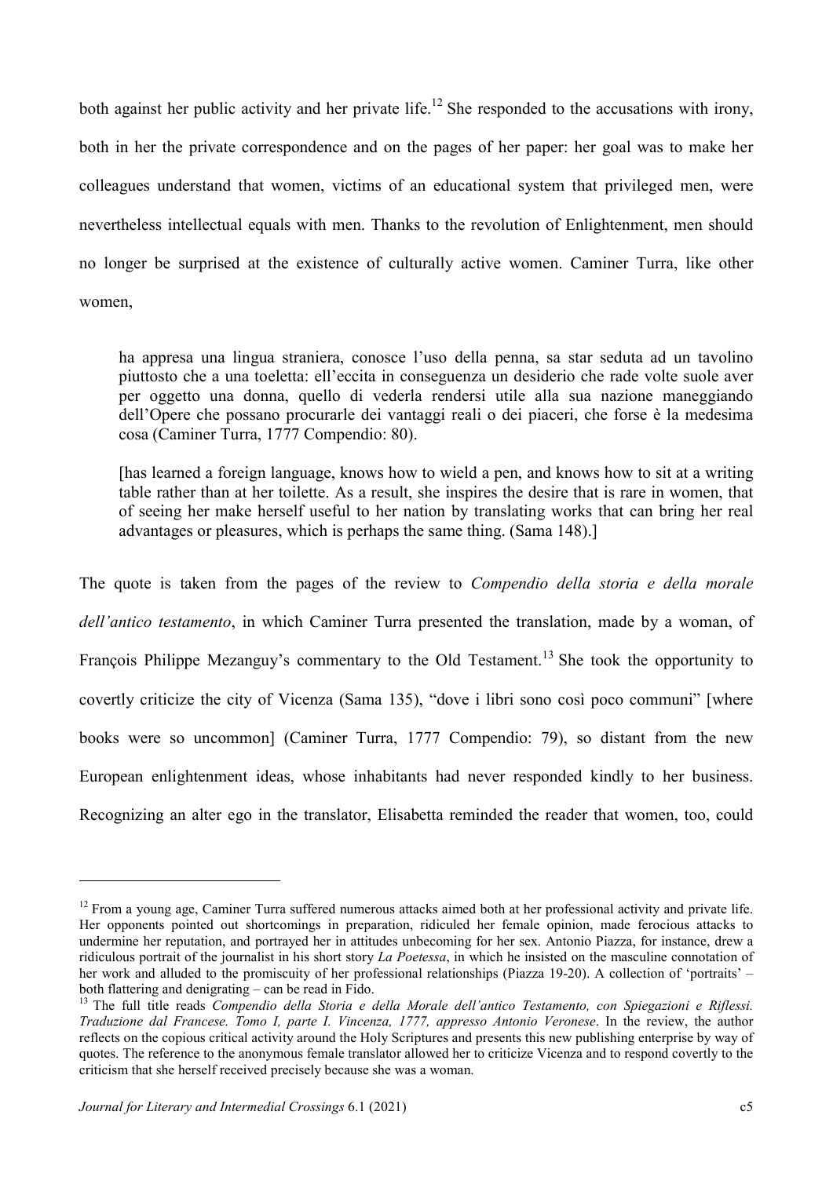both against her public activity and her private life.[12] She responded to the accusations with irony, both in her the private correspondence and on the pages of her paper: her goal was to make her colleagues understand that women, victims of an educational system that privileged men, were nevertheless intellectual equals with men. Thanks to the revolution of Enlightenment, men should no longer be surprised at the existence of culturally active women. Caminer Turra, like other women,

> ha appresa una lingua straniera, conosce l'uso della penna, sa star seduta ad un tavolino piuttosto che a una toeletta: ell'eccita in conseguenza un desiderio che rade volte suole aver per oggetto una donna, quello di vederla rendersi utile alla sua nazione maneggiando dell'Opere che possano procurarle dei vantaggi reali o dei piaceri, che forse è la medesima cosa (Caminer Turra, 1777 Compendio: 80).
>
> [has learned a foreign language, knows how to wield a pen, and knows how to sit at a writing table rather than at her toilette. As a result, she inspires the desire that is rare in women, that of seeing her make herself useful to her nation by translating works that can bring her real advantages or pleasures, which is perhaps the same thing. (Sama 148).]

The quote is taken from the pages of the review to *Compendio della storia e della morale dell'antico testamento*, in which Caminer Turra presented the translation, made by a woman, of François Philippe Mezanguy's commentary to the Old Testament.[13] She took the opportunity to covertly criticize the city of Vicenza (Sama 135), "dove i libri sono così poco communi" [where books were so uncommon] (Caminer Turra, 1777 Compendio: 79), so distant from the new European enlightenment ideas, whose inhabitants had never responded kindly to her business. Recognizing an alter ego in the translator, Elisabetta reminded the reader that women, too, could

---

[12] From a young age, Caminer Turra suffered numerous attacks aimed both at her professional activity and private life. Her opponents pointed out shortcomings in preparation, ridiculed her female opinion, made ferocious attacks to undermine her reputation, and portrayed her in attitudes unbecoming for her sex. Antonio Piazza, for instance, drew a ridiculous portrait of the journalist in his short story *La Poetessa*, in which he insisted on the masculine connotation of her work and alluded to the promiscuity of her professional relationships (Piazza 19-20). A collection of 'portraits' – both flattering and denigrating – can be read in Fido.

[13] The full title reads *Compendio della Storia e della Morale dell'antico Testamento, con Spiegazioni e Riflessi. Traduzione dal Francese. Tomo I, parte I. Vincenza, 1777, appresso Antonio Veronese*. In the review, the author reflects on the copious critical activity around the Holy Scriptures and presents this new publishing enterprise by way of quotes. The reference to the anonymous female translator allowed her to criticize Vicenza and to respond covertly to the criticism that she herself received precisely because she was a woman.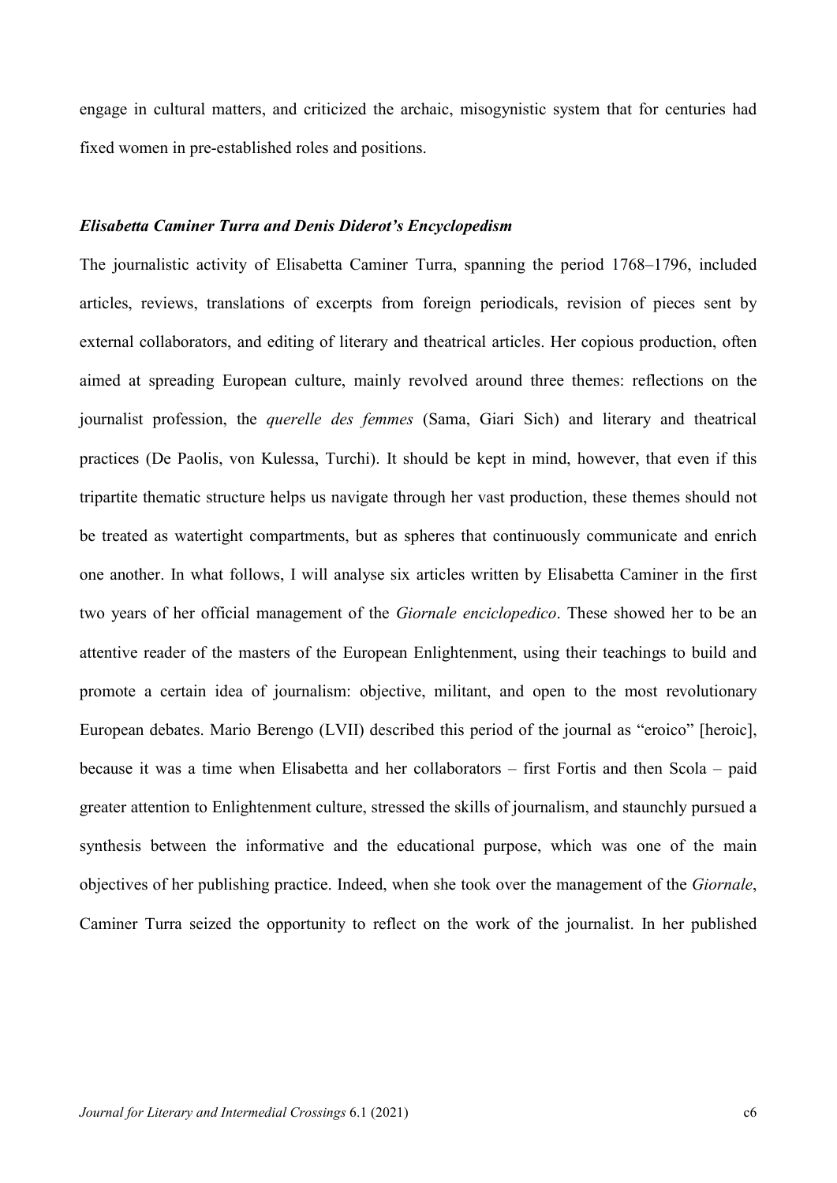engage in cultural matters, and criticized the archaic, misogynistic system that for centuries had fixed women in pre-established roles and positions.

### *Elisabetta Caminer Turra and Denis Diderot's Encyclopedism*

The journalistic activity of Elisabetta Caminer Turra, spanning the period 1768–1796, included articles, reviews, translations of excerpts from foreign periodicals, revision of pieces sent by external collaborators, and editing of literary and theatrical articles. Her copious production, often aimed at spreading European culture, mainly revolved around three themes: reflections on the journalist profession, the *querelle des femmes* (Sama, Giari Sich) and literary and theatrical practices (De Paolis, von Kulessa, Turchi). It should be kept in mind, however, that even if this tripartite thematic structure helps us navigate through her vast production, these themes should not be treated as watertight compartments, but as spheres that continuously communicate and enrich one another. In what follows, I will analyse six articles written by Elisabetta Caminer in the first two years of her official management of the *Giornale enciclopedico*. These showed her to be an attentive reader of the masters of the European Enlightenment, using their teachings to build and promote a certain idea of journalism: objective, militant, and open to the most revolutionary European debates. Mario Berengo (LVII) described this period of the journal as "eroico" [heroic], because it was a time when Elisabetta and her collaborators – first Fortis and then Scola – paid greater attention to Enlightenment culture, stressed the skills of journalism, and staunchly pursued a synthesis between the informative and the educational purpose, which was one of the main objectives of her publishing practice. Indeed, when she took over the management of the *Giornale*, Caminer Turra seized the opportunity to reflect on the work of the journalist. In her published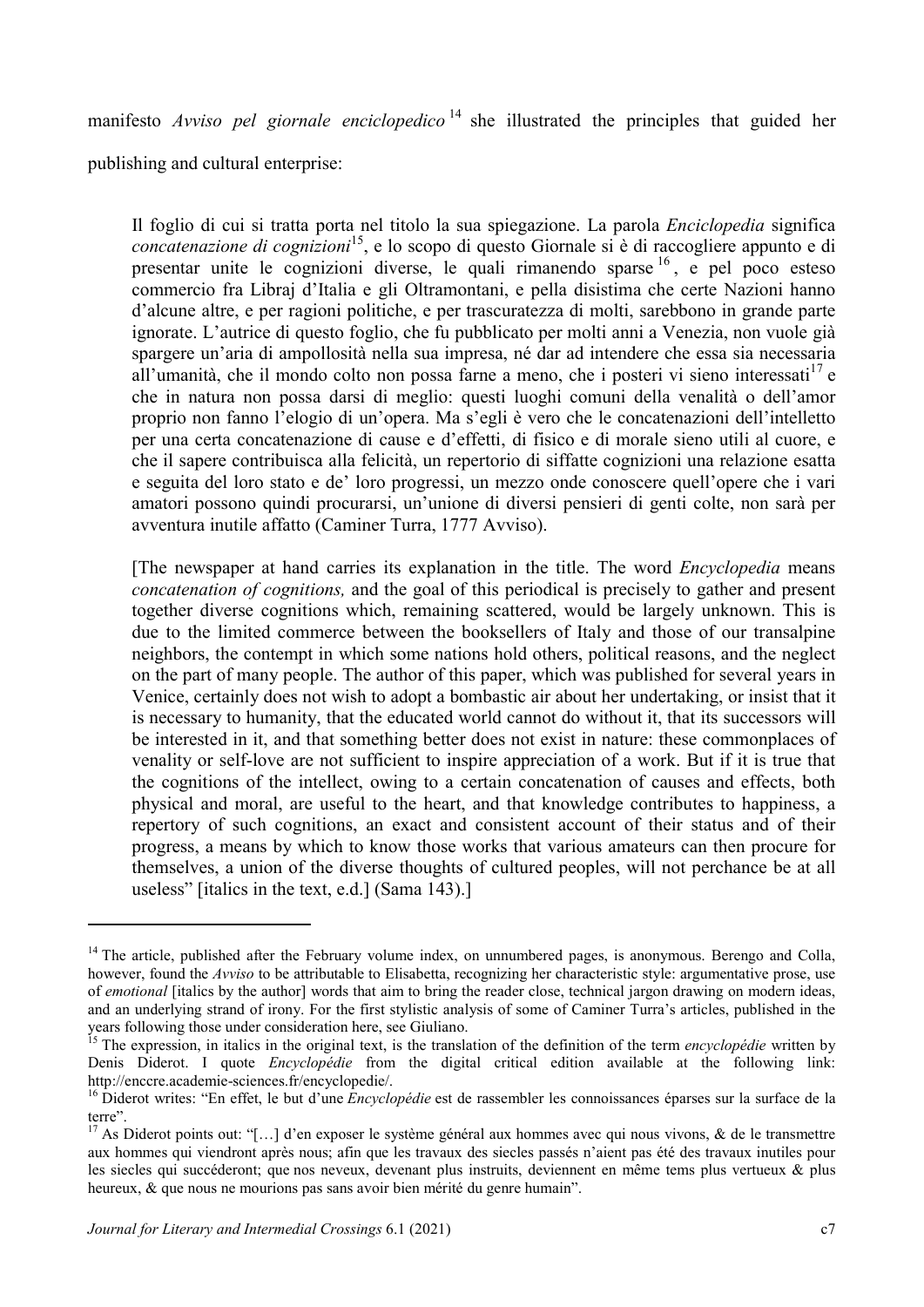manifesto *Avviso pel giornale enciclopedico*[14] she illustrated the principles that guided her publishing and cultural enterprise:

> Il foglio di cui si tratta porta nel titolo la sua spiegazione. La parola *Enciclopedia* significa *concatenazione di cognizioni*[15], e lo scopo di questo Giornale si è di raccogliere appunto e di presentar unite le cognizioni diverse, le quali rimanendo sparse[16], e pel poco esteso commercio fra Libraj d'Italia e gli Oltramontani, e pella disistima che certe Nazioni hanno d'alcune altre, e per ragioni politiche, e per trascuratezza di molti, sarebbono in grande parte ignorate. L'autrice di questo foglio, che fu pubblicato per molti anni a Venezia, non vuole già spargere un'aria di ampollosità nella sua impresa, né dar ad intendere che essa sia necessaria all'umanità, che il mondo colto non possa farne a meno, che i posteri vi sieno interessati[17] e che in natura non possa darsi di meglio: questi luoghi comuni della venalità o dell'amor proprio non fanno l'elogio di un'opera. Ma s'egli è vero che le concatenazioni dell'intelletto per una certa concatenazione di cause e d'effetti, di fisico e di morale sieno utili al cuore, e che il sapere contribuisca alla felicità, un repertorio di siffatte cognizioni una relazione esatta e seguita del loro stato e de' loro progressi, un mezzo onde conoscere quell'opere che i vari amatori possono quindi procurarsi, un'unione di diversi pensieri di genti colte, non sarà per avventura inutile affatto (Caminer Turra, 1777 Avviso).
>
> [The newspaper at hand carries its explanation in the title. The word *Encyclopedia* means *concatenation of cognitions,* and the goal of this periodical is precisely to gather and present together diverse cognitions which, remaining scattered, would be largely unknown. This is due to the limited commerce between the booksellers of Italy and those of our transalpine neighbors, the contempt in which some nations hold others, political reasons, and the neglect on the part of many people. The author of this paper, which was published for several years in Venice, certainly does not wish to adopt a bombastic air about her undertaking, or insist that it is necessary to humanity, that the educated world cannot do without it, that its successors will be interested in it, and that something better does not exist in nature: these commonplaces of venality or self-love are not sufficient to inspire appreciation of a work. But if it is true that the cognitions of the intellect, owing to a certain concatenation of causes and effects, both physical and moral, are useful to the heart, and that knowledge contributes to happiness, a repertory of such cognitions, an exact and consistent account of their status and of their progress, a means by which to know those works that various amateurs can then procure for themselves, a union of the diverse thoughts of cultured peoples, will not perchance be at all useless" [italics in the text, e.d.] (Sama 143).]

---

[14] The article, published after the February volume index, on unnumbered pages, is anonymous. Berengo and Colla, however, found the *Avviso* to be attributable to Elisabetta, recognizing her characteristic style: argumentative prose, use of *emotional* [italics by the author] words that aim to bring the reader close, technical jargon drawing on modern ideas, and an underlying strand of irony. For the first stylistic analysis of some of Caminer Turra's articles, published in the years following those under consideration here, see Giuliano.

[15] The expression, in italics in the original text, is the translation of the definition of the term *encyclopédie* written by Denis Diderot. I quote *Encyclopédie* from the digital critical edition available at the following link: http://enccre.academie-sciences.fr/encyclopedie/.

[16] Diderot writes: "En effet, le but d'une *Encyclopédie* est de rassembler les connoissances éparses sur la surface de la terre".

[17] As Diderot points out: "[…] d'en exposer le système général aux hommes avec qui nous vivons, & de le transmettre aux hommes qui viendront après nous; afin que les travaux des siecles passés n'aient pas été des travaux inutiles pour les siecles qui succéderont; que nos neveux, devenant plus instruits, deviennent en même tems plus vertueux & plus heureux, & que nous ne mourions pas sans avoir bien mérité du genre humain".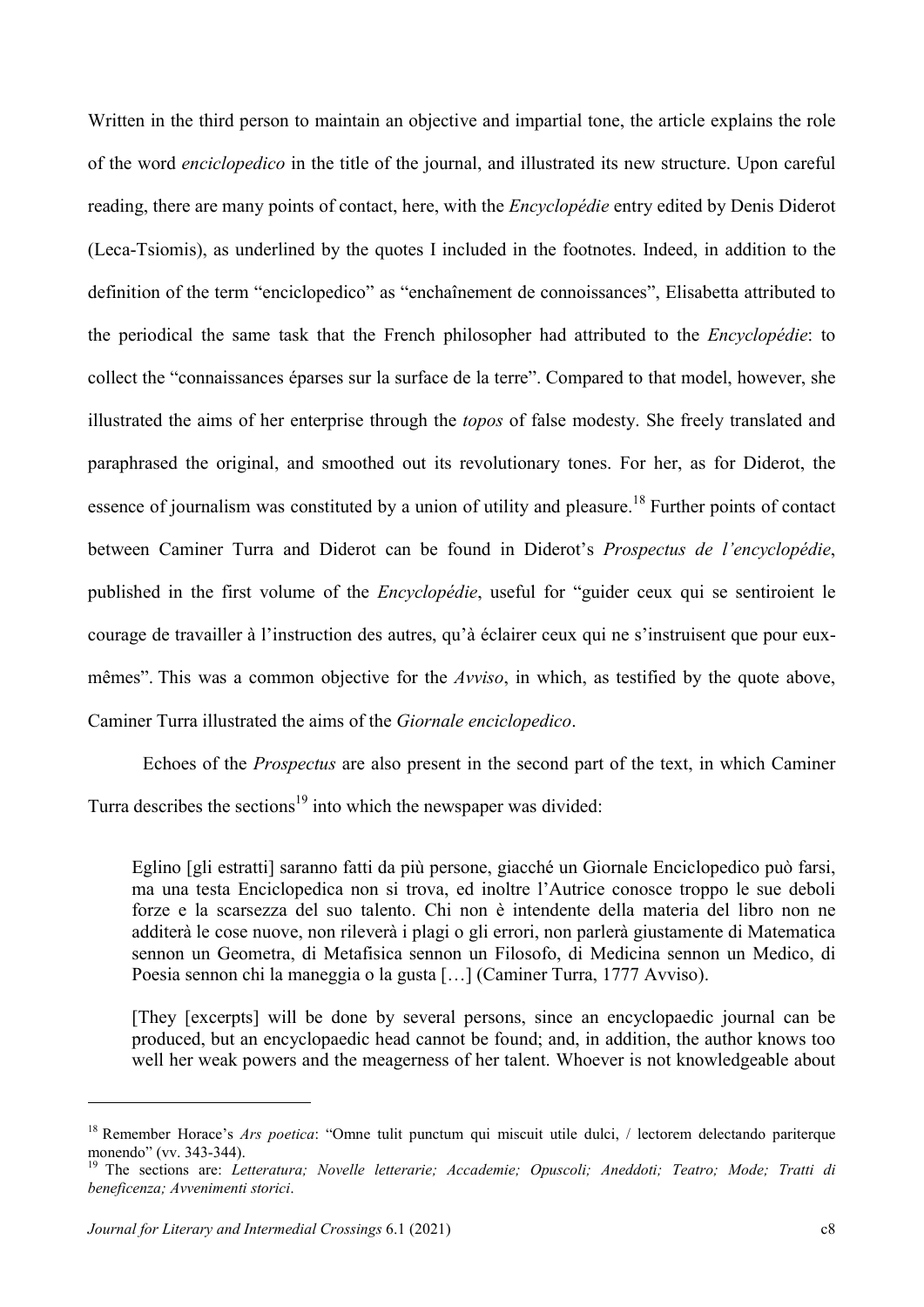Written in the third person to maintain an objective and impartial tone, the article explains the role of the word *enciclopedico* in the title of the journal, and illustrated its new structure. Upon careful reading, there are many points of contact, here, with the *Encyclopédie* entry edited by Denis Diderot (Leca-Tsiomis), as underlined by the quotes I included in the footnotes. Indeed, in addition to the definition of the term "enciclopedico" as "enchaînement de connoissances", Elisabetta attributed to the periodical the same task that the French philosopher had attributed to the *Encyclopédie*: to collect the "connaissances éparses sur la surface de la terre". Compared to that model, however, she illustrated the aims of her enterprise through the *topos* of false modesty. She freely translated and paraphrased the original, and smoothed out its revolutionary tones. For her, as for Diderot, the essence of journalism was constituted by a union of utility and pleasure.[18] Further points of contact between Caminer Turra and Diderot can be found in Diderot's *Prospectus de l'encyclopédie*, published in the first volume of the *Encyclopédie*, useful for "guider ceux qui se sentiroient le courage de travailler à l'instruction des autres, qu'à éclairer ceux qui ne s'instruisent que pour eux-mêmes". This was a common objective for the *Avviso*, in which, as testified by the quote above, Caminer Turra illustrated the aims of the *Giornale enciclopedico*.

Echoes of the *Prospectus* are also present in the second part of the text, in which Caminer Turra describes the sections[19] into which the newspaper was divided:

> Eglino [gli estratti] saranno fatti da più persone, giacché un Giornale Enciclopedico può farsi, ma una testa Enciclopedica non si trova, ed inoltre l'Autrice conosce troppo le sue deboli forze e la scarsezza del suo talento. Chi non è intendente della materia del libro non ne additerà le cose nuove, non rileverà i plagi o gli errori, non parlerà giustamente di Matematica sennon un Geometra, di Metafisica sennon un Filosofo, di Medicina sennon un Medico, di Poesia sennon chi la maneggia o la gusta […] (Caminer Turra, 1777 Avviso).

> [They [excerpts] will be done by several persons, since an encyclopaedic journal can be produced, but an encyclopaedic head cannot be found; and, in addition, the author knows too well her weak powers and the meagerness of her talent. Whoever is not knowledgeable about

---

[18] Remember Horace's *Ars poetica*: "Omne tulit punctum qui miscuit utile dulci, / lectorem delectando pariterque monendo" (vv. 343-344).

[19] The sections are: *Letteratura; Novelle letterarie; Accademie; Opuscoli; Aneddoti; Teatro; Mode; Tratti di beneficenza; Avvenimenti storici*.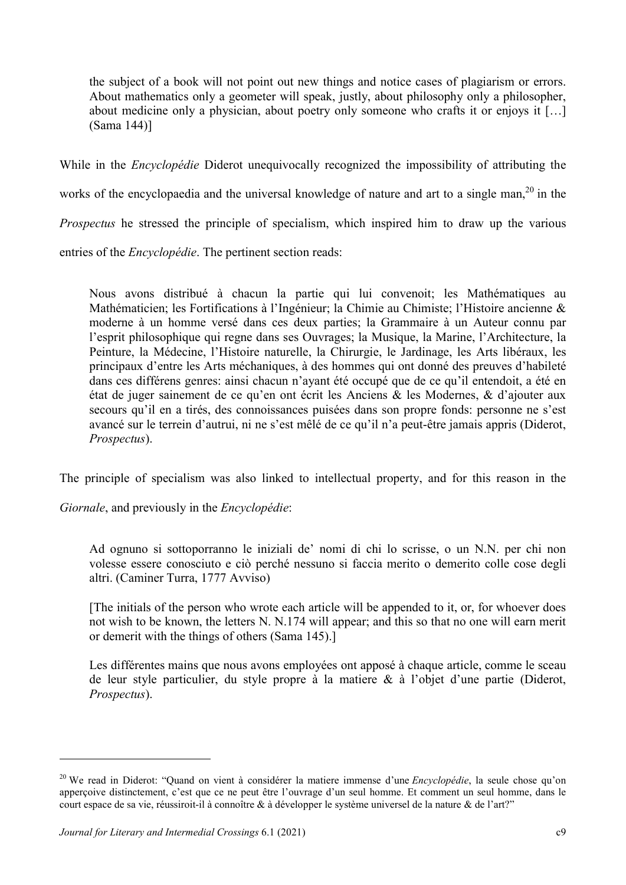the subject of a book will not point out new things and notice cases of plagiarism or errors. About mathematics only a geometer will speak, justly, about philosophy only a philosopher, about medicine only a physician, about poetry only someone who crafts it or enjoys it […] (Sama 144)]

While in the *Encyclopédie* Diderot unequivocally recognized the impossibility of attributing the works of the encyclopaedia and the universal knowledge of nature and art to a single man,[20] in the *Prospectus* he stressed the principle of specialism, which inspired him to draw up the various entries of the *Encyclopédie*. The pertinent section reads:

> Nous avons distribué à chacun la partie qui lui convenoit; les Mathématiques au Mathématicien; les Fortifications à l'Ingénieur; la Chimie au Chimiste; l'Histoire ancienne & moderne à un homme versé dans ces deux parties; la Grammaire à un Auteur connu par l'esprit philosophique qui regne dans ses Ouvrages; la Musique, la Marine, l'Architecture, la Peinture, la Médecine, l'Histoire naturelle, la Chirurgie, le Jardinage, les Arts libéraux, les principaux d'entre les Arts méchaniques, à des hommes qui ont donné des preuves d'habileté dans ces différens genres: ainsi chacun n'ayant été occupé que de ce qu'il entendoit, a été en état de juger sainement de ce qu'en ont écrit les Anciens & les Modernes, & d'ajouter aux secours qu'il en a tirés, des connoissances puisées dans son propre fonds: personne ne s'est avancé sur le terrein d'autrui, ni ne s'est mêlé de ce qu'il n'a peut-être jamais appris (Diderot, *Prospectus*).

The principle of specialism was also linked to intellectual property, and for this reason in the *Giornale*, and previously in the *Encyclopédie*:

> Ad ognuno si sottoporranno le iniziali de' nomi di chi lo scrisse, o un N.N. per chi non volesse essere conosciuto e ciò perché nessuno si faccia merito o demerito colle cose degli altri. (Caminer Turra, 1777 Avviso)
>
> [The initials of the person who wrote each article will be appended to it, or, for whoever does not wish to be known, the letters N. N.174 will appear; and this so that no one will earn merit or demerit with the things of others (Sama 145).]
>
> Les différentes mains que nous avons employées ont apposé à chaque article, comme le sceau de leur style particulier, du style propre à la matiere & à l'objet d'une partie (Diderot, *Prospectus*).

---

[20] We read in Diderot: "Quand on vient à considérer la matiere immense d'une *Encyclopédie*, la seule chose qu'on apperçoive distinctement, c'est que ce ne peut être l'ouvrage d'un seul homme. Et comment un seul homme, dans le court espace de sa vie, réussiroit-il à connoître & à développer le système universel de la nature & de l'art?"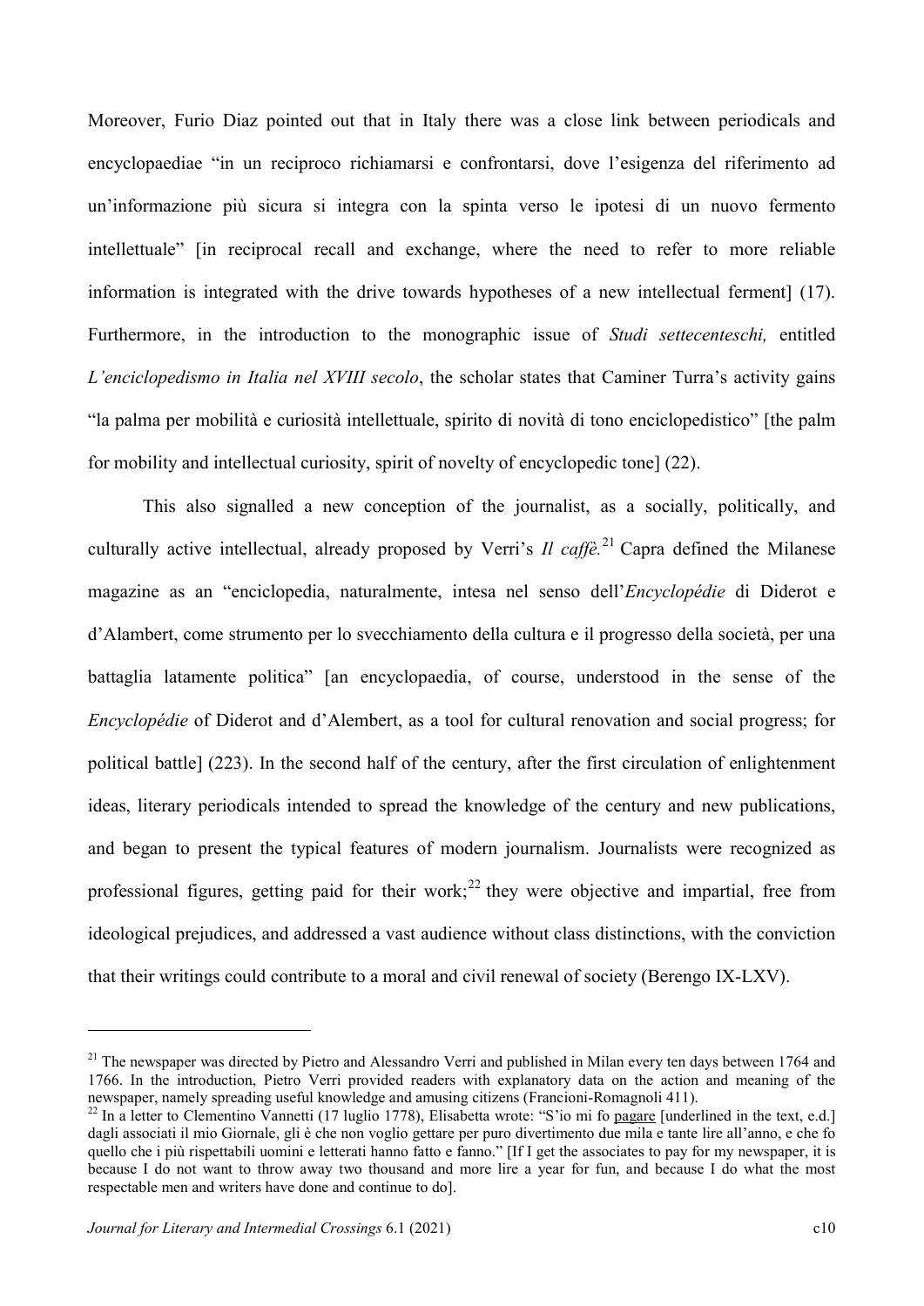Moreover, Furio Diaz pointed out that in Italy there was a close link between periodicals and encyclopaediae "in un reciproco richiamarsi e confrontarsi, dove l'esigenza del riferimento ad un'informazione più sicura si integra con la spinta verso le ipotesi di un nuovo fermento intellettuale" [in reciprocal recall and exchange, where the need to refer to more reliable information is integrated with the drive towards hypotheses of a new intellectual ferment] (17). Furthermore, in the introduction to the monographic issue of *Studi settecenteschi,* entitled *L'enciclopedismo in Italia nel XVIII secolo*, the scholar states that Caminer Turra's activity gains "la palma per mobilità e curiosità intellettuale, spirito di novità di tono enciclopedistico" [the palm for mobility and intellectual curiosity, spirit of novelty of encyclopedic tone] (22).

This also signalled a new conception of the journalist, as a socially, politically, and culturally active intellectual, already proposed by Verri's *Il caffè.*[21] Capra defined the Milanese magazine as an "enciclopedia, naturalmente, intesa nel senso dell'*Encyclopédie* di Diderot e d'Alambert, come strumento per lo svecchiamento della cultura e il progresso della società, per una battaglia latamente politica" [an encyclopaedia, of course, understood in the sense of the *Encyclopédie* of Diderot and d'Alembert, as a tool for cultural renovation and social progress; for political battle] (223). In the second half of the century, after the first circulation of enlightenment ideas, literary periodicals intended to spread the knowledge of the century and new publications, and began to present the typical features of modern journalism. Journalists were recognized as professional figures, getting paid for their work;[22] they were objective and impartial, free from ideological prejudices, and addressed a vast audience without class distinctions, with the conviction that their writings could contribute to a moral and civil renewal of society (Berengo IX-LXV).

---

[21] The newspaper was directed by Pietro and Alessandro Verri and published in Milan every ten days between 1764 and 1766. In the introduction, Pietro Verri provided readers with explanatory data on the action and meaning of the newspaper, namely spreading useful knowledge and amusing citizens (Francioni-Romagnoli 411).

[22] In a letter to Clementino Vannetti (17 luglio 1778), Elisabetta wrote: "S'io mi fo pagare [underlined in the text, e.d.] dagli associati il mio Giornale, gli è che non voglio gettare per puro divertimento due mila e tante lire all'anno, e che fo quello che i più rispettabili uomini e letterati hanno fatto e fanno." [If I get the associates to pay for my newspaper, it is because I do not want to throw away two thousand and more lire a year for fun, and because I do what the most respectable men and writers have done and continue to do].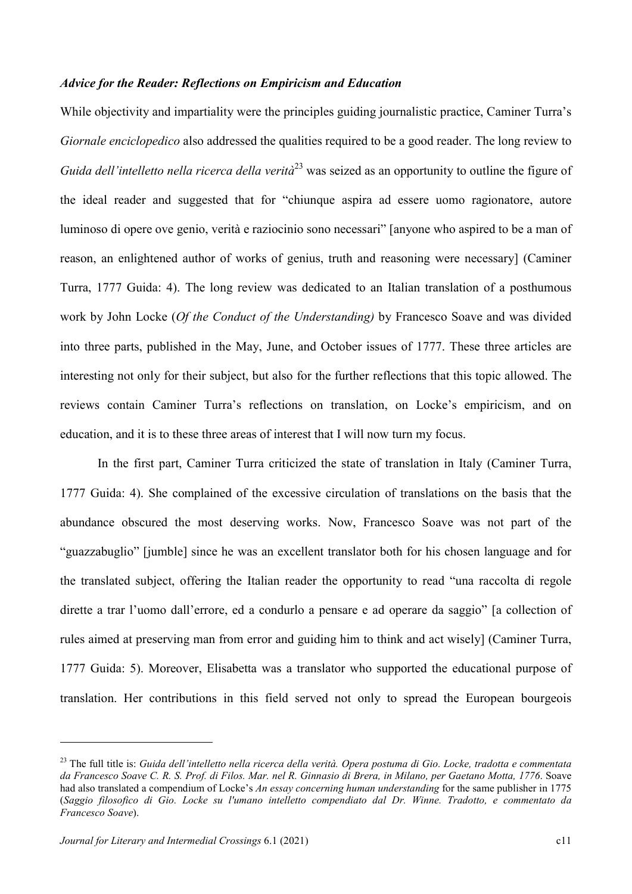### *Advice for the Reader: Reflections on Empiricism and Education*

While objectivity and impartiality were the principles guiding journalistic practice, Caminer Turra's *Giornale enciclopedico* also addressed the qualities required to be a good reader. The long review to *Guida dell'intelletto nella ricerca della verità*[23] was seized as an opportunity to outline the figure of the ideal reader and suggested that for "chiunque aspira ad essere uomo ragionatore, autore luminoso di opere ove genio, verità e raziocinio sono necessari" [anyone who aspired to be a man of reason, an enlightened author of works of genius, truth and reasoning were necessary] (Caminer Turra, 1777 Guida: 4). The long review was dedicated to an Italian translation of a posthumous work by John Locke (*Of the Conduct of the Understanding)* by Francesco Soave and was divided into three parts, published in the May, June, and October issues of 1777. These three articles are interesting not only for their subject, but also for the further reflections that this topic allowed. The reviews contain Caminer Turra's reflections on translation, on Locke's empiricism, and on education, and it is to these three areas of interest that I will now turn my focus.

In the first part, Caminer Turra criticized the state of translation in Italy (Caminer Turra, 1777 Guida: 4). She complained of the excessive circulation of translations on the basis that the abundance obscured the most deserving works. Now, Francesco Soave was not part of the "guazzabuglio" [jumble] since he was an excellent translator both for his chosen language and for the translated subject, offering the Italian reader the opportunity to read "una raccolta di regole dirette a trar l'uomo dall'errore, ed a condurlo a pensare e ad operare da saggio" [a collection of rules aimed at preserving man from error and guiding him to think and act wisely] (Caminer Turra, 1777 Guida: 5). Moreover, Elisabetta was a translator who supported the educational purpose of translation. Her contributions in this field served not only to spread the European bourgeois

---

[23] The full title is: *Guida dell'intelletto nella ricerca della verità. Opera postuma di Gio. Locke, tradotta e commentata da Francesco Soave C. R. S. Prof. di Filos. Mar. nel R. Ginnasio di Brera, in Milano, per Gaetano Motta, 1776*. Soave had also translated a compendium of Locke's *An essay concerning human understanding* for the same publisher in 1775 (*Saggio filosofico di Gio. Locke su l'umano intelletto compendiato dal Dr. Winne. Tradotto, e commentato da Francesco Soave*).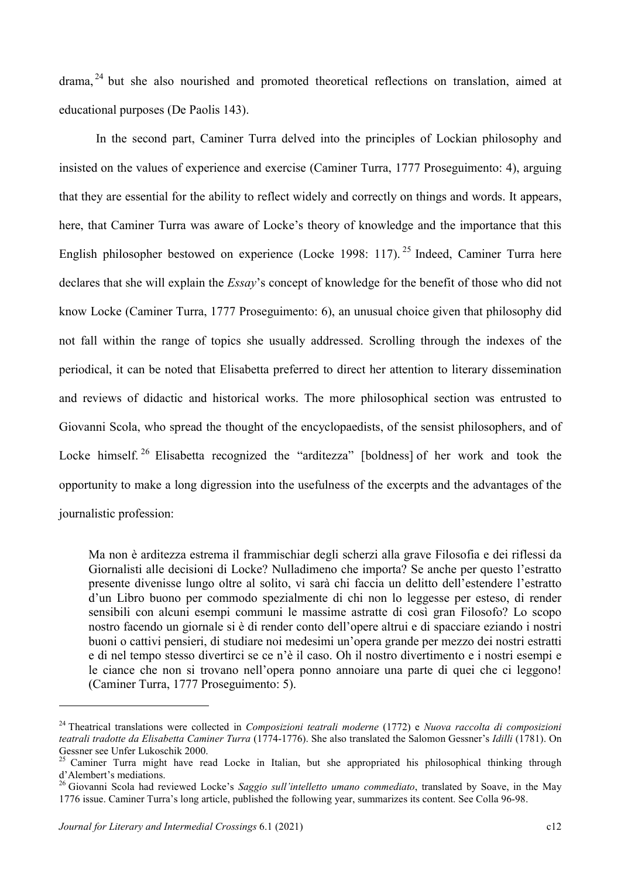drama,[24] but she also nourished and promoted theoretical reflections on translation, aimed at educational purposes (De Paolis 143).

In the second part, Caminer Turra delved into the principles of Lockian philosophy and insisted on the values of experience and exercise (Caminer Turra, 1777 Proseguimento: 4), arguing that they are essential for the ability to reflect widely and correctly on things and words. It appears, here, that Caminer Turra was aware of Locke's theory of knowledge and the importance that this English philosopher bestowed on experience (Locke 1998: 117).[25] Indeed, Caminer Turra here declares that she will explain the *Essay*'s concept of knowledge for the benefit of those who did not know Locke (Caminer Turra, 1777 Proseguimento: 6), an unusual choice given that philosophy did not fall within the range of topics she usually addressed. Scrolling through the indexes of the periodical, it can be noted that Elisabetta preferred to direct her attention to literary dissemination and reviews of didactic and historical works. The more philosophical section was entrusted to Giovanni Scola, who spread the thought of the encyclopaedists, of the sensist philosophers, and of Locke himself.[26] Elisabetta recognized the "arditezza" [boldness] of her work and took the opportunity to make a long digression into the usefulness of the excerpts and the advantages of the journalistic profession:

> Ma non è arditezza estrema il frammischiar degli scherzi alla grave Filosofia e dei riflessi da Giornalisti alle decisioni di Locke? Nulladimeno che importa? Se anche per questo l'estratto presente divenisse lungo oltre al solito, vi sarà chi faccia un delitto dell'estendere l'estratto d'un Libro buono per commodo spezialmente di chi non lo leggesse per esteso, di render sensibili con alcuni esempi communi le massime astratte di così gran Filosofo? Lo scopo nostro facendo un giornale si è di render conto dell'opere altrui e di spacciare eziando i nostri buoni o cattivi pensieri, di studiare noi medesimi un'opera grande per mezzo dei nostri estratti e di nel tempo stesso divertirci se ce n'è il caso. Oh il nostro divertimento e i nostri esempi e le ciance che non si trovano nell'opera ponno annoiare una parte di quei che ci leggono! (Caminer Turra, 1777 Proseguimento: 5).

---

[24] Theatrical translations were collected in *Composizioni teatrali moderne* (1772) e *Nuova raccolta di composizioni teatrali tradotte da Elisabetta Caminer Turra* (1774-1776). She also translated the Salomon Gessner's *Idilli* (1781). On Gessner see Unfer Lukoschik 2000.

[25] Caminer Turra might have read Locke in Italian, but she appropriated his philosophical thinking through d'Alembert's mediations.

[26] Giovanni Scola had reviewed Locke's *Saggio sull'intelletto umano commediato*, translated by Soave, in the May 1776 issue. Caminer Turra's long article, published the following year, summarizes its content. See Colla 96-98.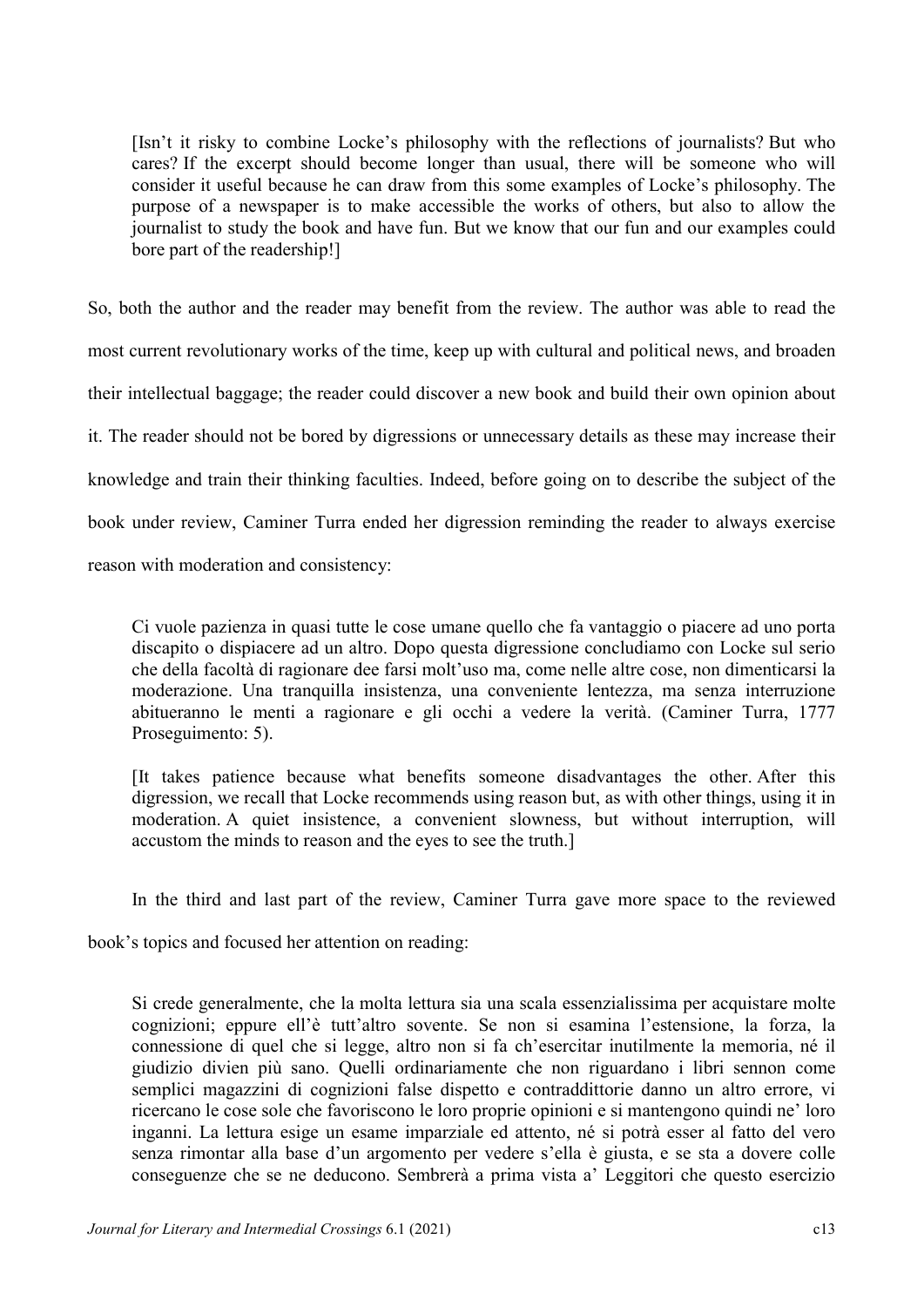> [Isn't it risky to combine Locke's philosophy with the reflections of journalists? But who cares? If the excerpt should become longer than usual, there will be someone who will consider it useful because he can draw from this some examples of Locke's philosophy. The purpose of a newspaper is to make accessible the works of others, but also to allow the journalist to study the book and have fun. But we know that our fun and our examples could bore part of the readership!]

So, both the author and the reader may benefit from the review. The author was able to read the most current revolutionary works of the time, keep up with cultural and political news, and broaden their intellectual baggage; the reader could discover a new book and build their own opinion about it. The reader should not be bored by digressions or unnecessary details as these may increase their knowledge and train their thinking faculties. Indeed, before going on to describe the subject of the book under review, Caminer Turra ended her digression reminding the reader to always exercise reason with moderation and consistency:

> Ci vuole pazienza in quasi tutte le cose umane quello che fa vantaggio o piacere ad uno porta discapito o dispiacere ad un altro. Dopo questa digressione concludiamo con Locke sul serio che della facoltà di ragionare dee farsi molt'uso ma, come nelle altre cose, non dimenticarsi la moderazione. Una tranquilla insistenza, una conveniente lentezza, ma senza interruzione abitueranno le menti a ragionare e gli occhi a vedere la verità. (Caminer Turra, 1777 Proseguimento: 5).
>
> [It takes patience because what benefits someone disadvantages the other. After this digression, we recall that Locke recommends using reason but, as with other things, using it in moderation. A quiet insistence, a convenient slowness, but without interruption, will accustom the minds to reason and the eyes to see the truth.]

In the third and last part of the review, Caminer Turra gave more space to the reviewed book's topics and focused her attention on reading:

> Si crede generalmente, che la molta lettura sia una scala essenzialissima per acquistare molte cognizioni; eppure ell'è tutt'altro sovente. Se non si esamina l'estensione, la forza, la connessione di quel che si legge, altro non si fa ch'esercitar inutilmente la memoria, né il giudizio divien più sano. Quelli ordinariamente che non riguardano i libri sennon come semplici magazzini di cognizioni false dispetto e contraddittorie danno un altro errore, vi ricercano le cose sole che favoriscono le loro proprie opinioni e si mantengono quindi ne' loro inganni. La lettura esige un esame imparziale ed attento, né si potrà esser al fatto del vero senza rimontar alla base d'un argomento per vedere s'ella è giusta, e se sta a dovere colle conseguenze che se ne deducono. Sembrerà a prima vista a' Leggitori che questo esercizio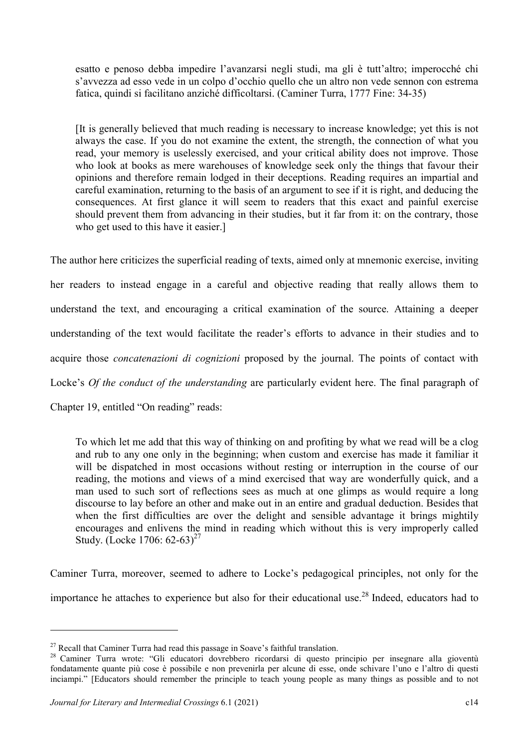esatto e penoso debba impedire l'avanzarsi negli studi, ma gli è tutt'altro; imperocché chi s'avvezza ad esso vede in un colpo d'occhio quello che un altro non vede sennon con estrema fatica, quindi si facilitano anziché difficoltarsi. (Caminer Turra, 1777 Fine: 34-35)

[It is generally believed that much reading is necessary to increase knowledge; yet this is not always the case. If you do not examine the extent, the strength, the connection of what you read, your memory is uselessly exercised, and your critical ability does not improve. Those who look at books as mere warehouses of knowledge seek only the things that favour their opinions and therefore remain lodged in their deceptions. Reading requires an impartial and careful examination, returning to the basis of an argument to see if it is right, and deducing the consequences. At first glance it will seem to readers that this exact and painful exercise should prevent them from advancing in their studies, but it far from it: on the contrary, those who get used to this have it easier.]

The author here criticizes the superficial reading of texts, aimed only at mnemonic exercise, inviting her readers to instead engage in a careful and objective reading that really allows them to understand the text, and encouraging a critical examination of the source. Attaining a deeper understanding of the text would facilitate the reader's efforts to advance in their studies and to acquire those *concatenazioni di cognizioni* proposed by the journal. The points of contact with Locke's *Of the conduct of the understanding* are particularly evident here. The final paragraph of Chapter 19, entitled "On reading" reads:

To which let me add that this way of thinking on and profiting by what we read will be a clog and rub to any one only in the beginning; when custom and exercise has made it familiar it will be dispatched in most occasions without resting or interruption in the course of our reading, the motions and views of a mind exercised that way are wonderfully quick, and a man used to such sort of reflections sees as much at one glimps as would require a long discourse to lay before an other and make out in an entire and gradual deduction. Besides that when the first difficulties are over the delight and sensible advantage it brings mightily encourages and enlivens the mind in reading which without this is very improperly called Study. (Locke 1706: 62-63)[27]

Caminer Turra, moreover, seemed to adhere to Locke's pedagogical principles, not only for the importance he attaches to experience but also for their educational use.[28] Indeed, educators had to

---

[27] Recall that Caminer Turra had read this passage in Soave's faithful translation.

[28] Caminer Turra wrote: "Gli educatori dovrebbero ricordarsi di questo principio per insegnare alla gioventù fondatamente quante più cose è possibile e non prevenirla per alcune di esse, onde schivare l'uno e l'altro di questi inciampi." [Educators should remember the principle to teach young people as many things as possible and to not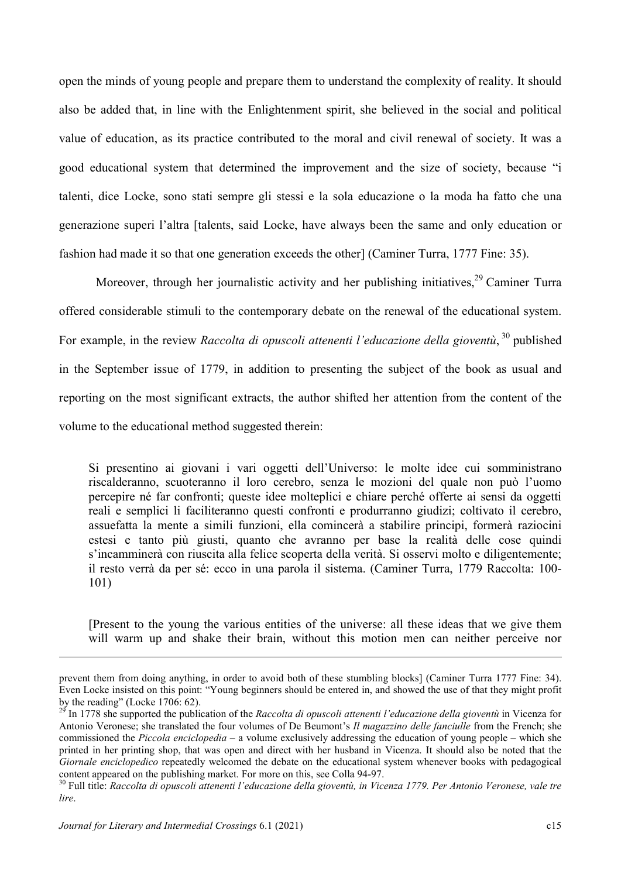open the minds of young people and prepare them to understand the complexity of reality. It should also be added that, in line with the Enlightenment spirit, she believed in the social and political value of education, as its practice contributed to the moral and civil renewal of society. It was a good educational system that determined the improvement and the size of society, because "i talenti, dice Locke, sono stati sempre gli stessi e la sola educazione o la moda ha fatto che una generazione superi l'altra [talents, said Locke, have always been the same and only education or fashion had made it so that one generation exceeds the other] (Caminer Turra, 1777 Fine: 35).

Moreover, through her journalistic activity and her publishing initiatives,[29] Caminer Turra offered considerable stimuli to the contemporary debate on the renewal of the educational system. For example, in the review *Raccolta di opuscoli attenenti l'educazione della gioventù*,[30] published in the September issue of 1779, in addition to presenting the subject of the book as usual and reporting on the most significant extracts, the author shifted her attention from the content of the volume to the educational method suggested therein:

> Si presentino ai giovani i vari oggetti dell'Universo: le molte idee cui somministrano riscalderanno, scuoteranno il loro cerebro, senza le mozioni del quale non può l'uomo percepire né far confronti; queste idee molteplici e chiare perché offerte ai sensi da oggetti reali e semplici li faciliteranno questi confronti e produrranno giudizi; coltivato il cerebro, assuefatta la mente a simili funzioni, ella comincerà a stabilire principi, formerà raziocini estesi e tanto più giusti, quanto che avranno per base la realità delle cose quindi s'incamminerà con riuscita alla felice scoperta della verità. Si osservi molto e diligentemente; il resto verrà da per sé: ecco in una parola il sistema. (Caminer Turra, 1779 Raccolta: 100-101)

> [Present to the young the various entities of the universe: all these ideas that we give them will warm up and shake their brain, without this motion men can neither perceive nor

---

prevent them from doing anything, in order to avoid both of these stumbling blocks] (Caminer Turra 1777 Fine: 34). Even Locke insisted on this point: "Young beginners should be entered in, and showed the use of that they might profit by the reading" (Locke 1706: 62).

[29] In 1778 she supported the publication of the *Raccolta di opuscoli attenenti l'educazione della gioventù* in Vicenza for Antonio Veronese; she translated the four volumes of De Beumont's *Il magazzino delle fanciulle* from the French; she commissioned the *Piccola enciclopedia* – a volume exclusively addressing the education of young people – which she printed in her printing shop, that was open and direct with her husband in Vicenza. It should also be noted that the *Giornale enciclopedico* repeatedly welcomed the debate on the educational system whenever books with pedagogical content appeared on the publishing market. For more on this, see Colla 94-97.

[30] Full title: *Raccolta di opuscoli attenenti l'educazione della gioventù, in Vicenza 1779. Per Antonio Veronese, vale tre lire*.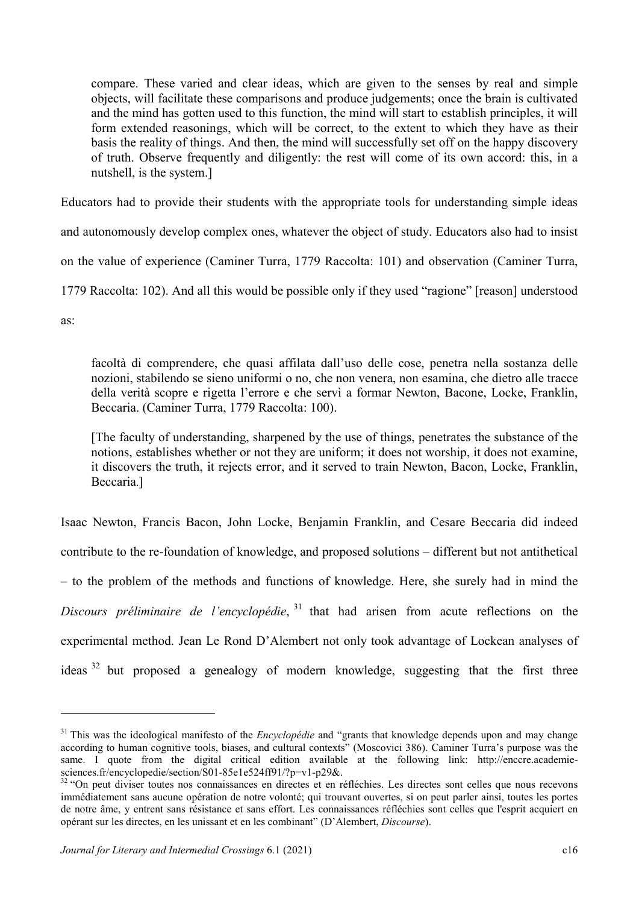compare. These varied and clear ideas, which are given to the senses by real and simple objects, will facilitate these comparisons and produce judgements; once the brain is cultivated and the mind has gotten used to this function, the mind will start to establish principles, it will form extended reasonings, which will be correct, to the extent to which they have as their basis the reality of things. And then, the mind will successfully set off on the happy discovery of truth. Observe frequently and diligently: the rest will come of its own accord: this, in a nutshell, is the system.]

Educators had to provide their students with the appropriate tools for understanding simple ideas and autonomously develop complex ones, whatever the object of study. Educators also had to insist on the value of experience (Caminer Turra, 1779 Raccolta: 101) and observation (Caminer Turra, 1779 Raccolta: 102). And all this would be possible only if they used "ragione" [reason] understood as:

> facoltà di comprendere, che quasi affilata dall'uso delle cose, penetra nella sostanza delle nozioni, stabilendo se sieno uniformi o no, che non venera, non esamina, che dietro alle tracce della verità scopre e rigetta l'errore e che servì a formar Newton, Bacone, Locke, Franklin, Beccaria. (Caminer Turra, 1779 Raccolta: 100).
>
> [The faculty of understanding, sharpened by the use of things, penetrates the substance of the notions, establishes whether or not they are uniform; it does not worship, it does not examine, it discovers the truth, it rejects error, and it served to train Newton, Bacon, Locke, Franklin, Beccaria.]

Isaac Newton, Francis Bacon, John Locke, Benjamin Franklin, and Cesare Beccaria did indeed contribute to the re-foundation of knowledge, and proposed solutions – different but not antithetical – to the problem of the methods and functions of knowledge. Here, she surely had in mind the *Discours préliminaire de l'encyclopédie*, [31] that had arisen from acute reflections on the experimental method. Jean Le Rond D'Alembert not only took advantage of Lockean analyses of ideas [32] but proposed a genealogy of modern knowledge, suggesting that the first three

---

[31] This was the ideological manifesto of the *Encyclopédie* and "grants that knowledge depends upon and may change according to human cognitive tools, biases, and cultural contexts" (Moscovici 386). Caminer Turra's purpose was the same. I quote from the digital critical edition available at the following link: http://enccre.academie-sciences.fr/encyclopedie/section/S01-85e1e524ff91/?p=v1-p29&.

[32] "On peut diviser toutes nos connaissances en directes et en réfléchies. Les directes sont celles que nous recevons immédiatement sans aucune opération de notre volonté; qui trouvant ouvertes, si on peut parler ainsi, toutes les portes de notre âme, y entrent sans résistance et sans effort. Les connaissances réfléchies sont celles que l'esprit acquiert en opérant sur les directes, en les unissant et en les combinant" (D'Alembert, *Discourse*).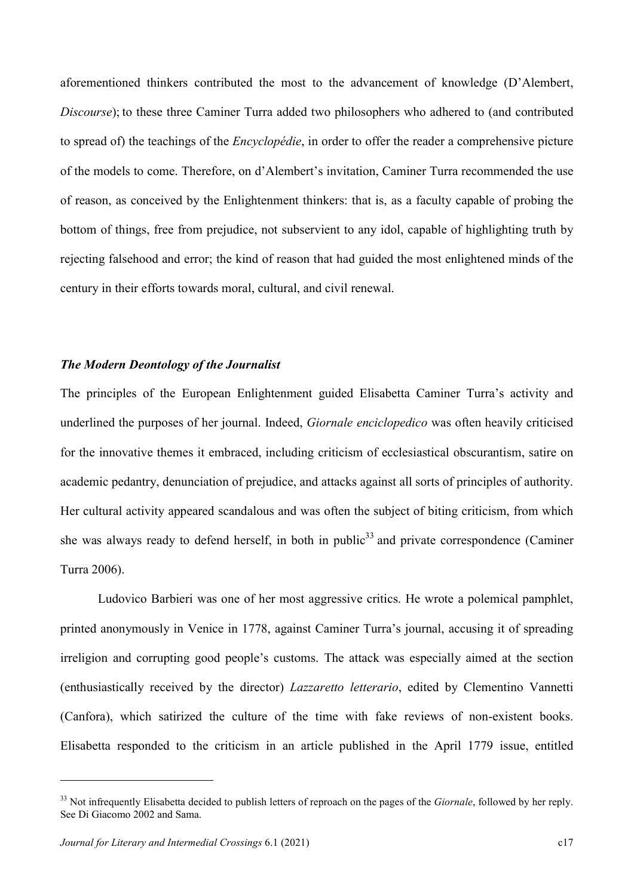aforementioned thinkers contributed the most to the advancement of knowledge (D'Alembert, *Discourse*); to these three Caminer Turra added two philosophers who adhered to (and contributed to spread of) the teachings of the *Encyclopédie*, in order to offer the reader a comprehensive picture of the models to come. Therefore, on d'Alembert's invitation, Caminer Turra recommended the use of reason, as conceived by the Enlightenment thinkers: that is, as a faculty capable of probing the bottom of things, free from prejudice, not subservient to any idol, capable of highlighting truth by rejecting falsehood and error; the kind of reason that had guided the most enlightened minds of the century in their efforts towards moral, cultural, and civil renewal.

### *The Modern Deontology of the Journalist*

The principles of the European Enlightenment guided Elisabetta Caminer Turra's activity and underlined the purposes of her journal. Indeed, *Giornale enciclopedico* was often heavily criticised for the innovative themes it embraced, including criticism of ecclesiastical obscurantism, satire on academic pedantry, denunciation of prejudice, and attacks against all sorts of principles of authority. Her cultural activity appeared scandalous and was often the subject of biting criticism, from which she was always ready to defend herself, in both in public[33] and private correspondence (Caminer Turra 2006).

Ludovico Barbieri was one of her most aggressive critics. He wrote a polemical pamphlet, printed anonymously in Venice in 1778, against Caminer Turra's journal, accusing it of spreading irreligion and corrupting good people's customs. The attack was especially aimed at the section (enthusiastically received by the director) *Lazzaretto letterario*, edited by Clementino Vannetti (Canfora), which satirized the culture of the time with fake reviews of non-existent books. Elisabetta responded to the criticism in an article published in the April 1779 issue, entitled

---

[33] Not infrequently Elisabetta decided to publish letters of reproach on the pages of the *Giornale*, followed by her reply. See Di Giacomo 2002 and Sama.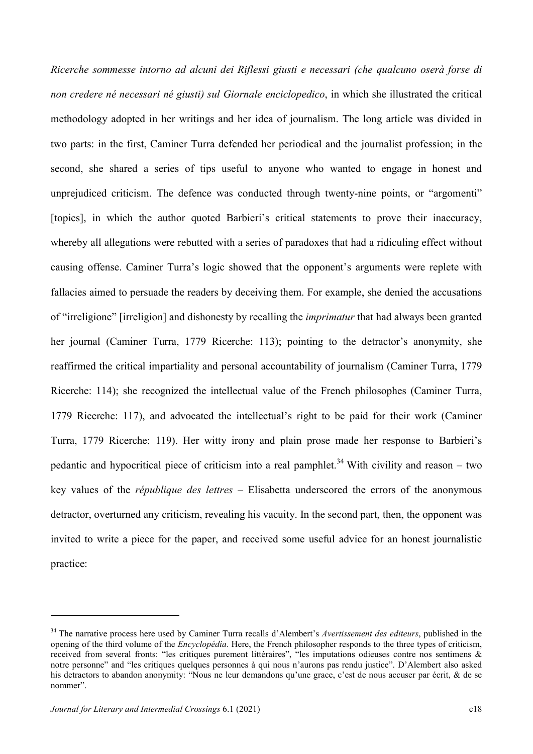*Ricerche sommesse intorno ad alcuni dei Riflessi giusti e necessari (che qualcuno oserà forse di non credere né necessari né giusti) sul Giornale enciclopedico*, in which she illustrated the critical methodology adopted in her writings and her idea of journalism. The long article was divided in two parts: in the first, Caminer Turra defended her periodical and the journalist profession; in the second, she shared a series of tips useful to anyone who wanted to engage in honest and unprejudiced criticism. The defence was conducted through twenty-nine points, or "argomenti" [topics], in which the author quoted Barbieri's critical statements to prove their inaccuracy, whereby all allegations were rebutted with a series of paradoxes that had a ridiculing effect without causing offense. Caminer Turra's logic showed that the opponent's arguments were replete with fallacies aimed to persuade the readers by deceiving them. For example, she denied the accusations of "irreligione" [irreligion] and dishonesty by recalling the *imprimatur* that had always been granted her journal (Caminer Turra, 1779 Ricerche: 113); pointing to the detractor's anonymity, she reaffirmed the critical impartiality and personal accountability of journalism (Caminer Turra, 1779 Ricerche: 114); she recognized the intellectual value of the French philosophes (Caminer Turra, 1779 Ricerche: 117), and advocated the intellectual's right to be paid for their work (Caminer Turra, 1779 Ricerche: 119). Her witty irony and plain prose made her response to Barbieri's pedantic and hypocritical piece of criticism into a real pamphlet.[34] With civility and reason – two key values of the *république des lettres* – Elisabetta underscored the errors of the anonymous detractor, overturned any criticism, revealing his vacuity. In the second part, then, the opponent was invited to write a piece for the paper, and received some useful advice for an honest journalistic practice:

---

[34] The narrative process here used by Caminer Turra recalls d'Alembert's *Avertissement des editeurs*, published in the opening of the third volume of the *Encyclopédia*. Here, the French philosopher responds to the three types of criticism, received from several fronts: "les critiques purement littéraires", "les imputations odieuses contre nos sentimens & notre personne" and "les critiques quelques personnes à qui nous n'aurons pas rendu justice". D'Alembert also asked his detractors to abandon anonymity: "Nous ne leur demandons qu'une grace, c'est de nous accuser par écrit, & de se nommer".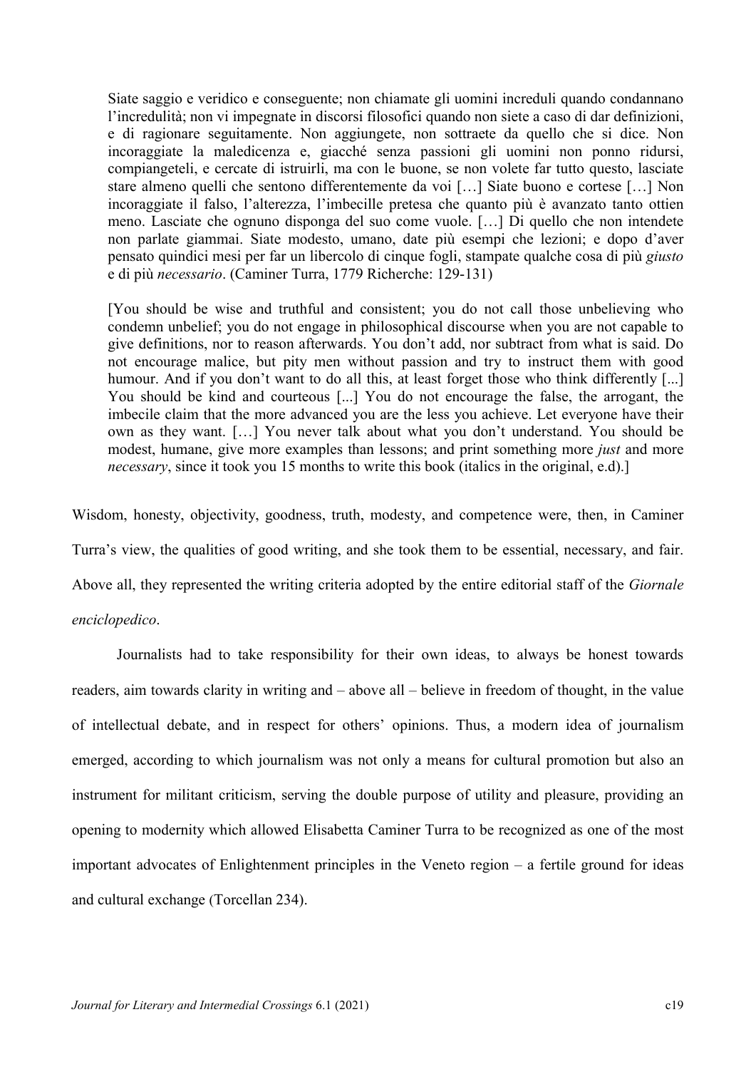> Siate saggio e veridico e conseguente; non chiamate gli uomini increduli quando condannano l'incredulità; non vi impegnate in discorsi filosofici quando non siete a caso di dar definizioni, e di ragionare seguitamente. Non aggiungete, non sottraete da quello che si dice. Non incoraggiate la maledicenza e, giacché senza passioni gli uomini non ponno ridursi, compiangeteli, e cercate di istruirli, ma con le buone, se non volete far tutto questo, lasciate stare almeno quelli che sentono differentemente da voi […] Siate buono e cortese […] Non incoraggiate il falso, l'alterezza, l'imbecille pretesa che quanto più è avanzato tanto ottien meno. Lasciate che ognuno disponga del suo come vuole. […] Di quello che non intendete non parlate giammai. Siate modesto, umano, date più esempi che lezioni; e dopo d'aver pensato quindici mesi per far un libercolo di cinque fogli, stampate qualche cosa di più *giusto* e di più *necessario*. (Caminer Turra, 1779 Richerche: 129-131)

> [You should be wise and truthful and consistent; you do not call those unbelieving who condemn unbelief; you do not engage in philosophical discourse when you are not capable to give definitions, nor to reason afterwards. You don't add, nor subtract from what is said. Do not encourage malice, but pity men without passion and try to instruct them with good humour. And if you don't want to do all this, at least forget those who think differently [...] You should be kind and courteous [...] You do not encourage the false, the arrogant, the imbecile claim that the more advanced you are the less you achieve. Let everyone have their own as they want. […] You never talk about what you don't understand. You should be modest, humane, give more examples than lessons; and print something more *just* and more *necessary*, since it took you 15 months to write this book (italics in the original, e.d).]

Wisdom, honesty, objectivity, goodness, truth, modesty, and competence were, then, in Caminer Turra's view, the qualities of good writing, and she took them to be essential, necessary, and fair. Above all, they represented the writing criteria adopted by the entire editorial staff of the *Giornale enciclopedico*.

Journalists had to take responsibility for their own ideas, to always be honest towards readers, aim towards clarity in writing and – above all – believe in freedom of thought, in the value of intellectual debate, and in respect for others' opinions. Thus, a modern idea of journalism emerged, according to which journalism was not only a means for cultural promotion but also an instrument for militant criticism, serving the double purpose of utility and pleasure, providing an opening to modernity which allowed Elisabetta Caminer Turra to be recognized as one of the most important advocates of Enlightenment principles in the Veneto region – a fertile ground for ideas and cultural exchange (Torcellan 234).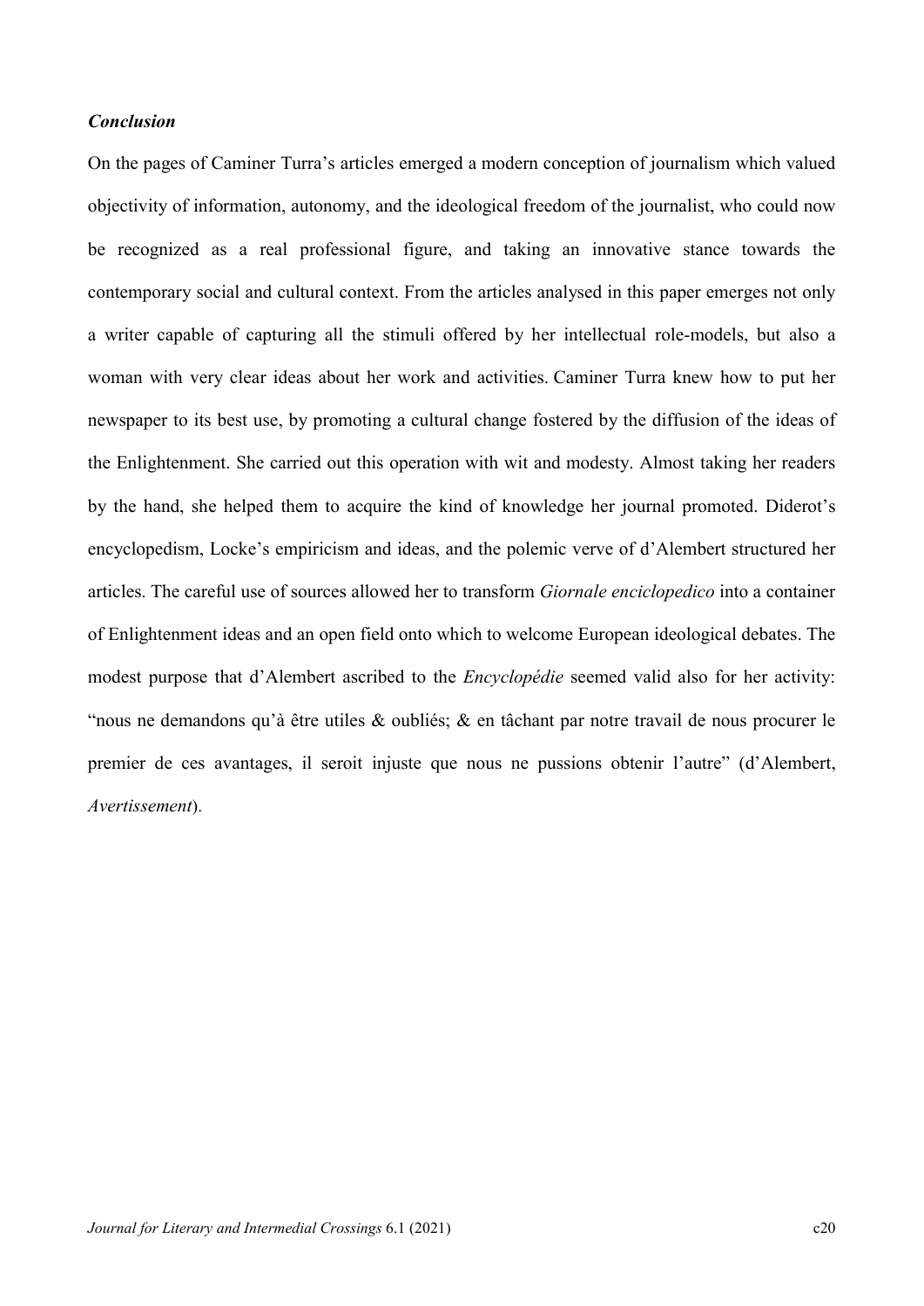### *Conclusion*

On the pages of Caminer Turra's articles emerged a modern conception of journalism which valued objectivity of information, autonomy, and the ideological freedom of the journalist, who could now be recognized as a real professional figure, and taking an innovative stance towards the contemporary social and cultural context. From the articles analysed in this paper emerges not only a writer capable of capturing all the stimuli offered by her intellectual role-models, but also a woman with very clear ideas about her work and activities. Caminer Turra knew how to put her newspaper to its best use, by promoting a cultural change fostered by the diffusion of the ideas of the Enlightenment. She carried out this operation with wit and modesty. Almost taking her readers by the hand, she helped them to acquire the kind of knowledge her journal promoted. Diderot's encyclopedism, Locke's empiricism and ideas, and the polemic verve of d'Alembert structured her articles. The careful use of sources allowed her to transform *Giornale enciclopedico* into a container of Enlightenment ideas and an open field onto which to welcome European ideological debates. The modest purpose that d'Alembert ascribed to the *Encyclopédie* seemed valid also for her activity: "nous ne demandons qu'à être utiles & oubliés; & en tâchant par notre travail de nous procurer le premier de ces avantages, il seroit injuste que nous ne pussions obtenir l'autre" (d'Alembert, *Avertissement*).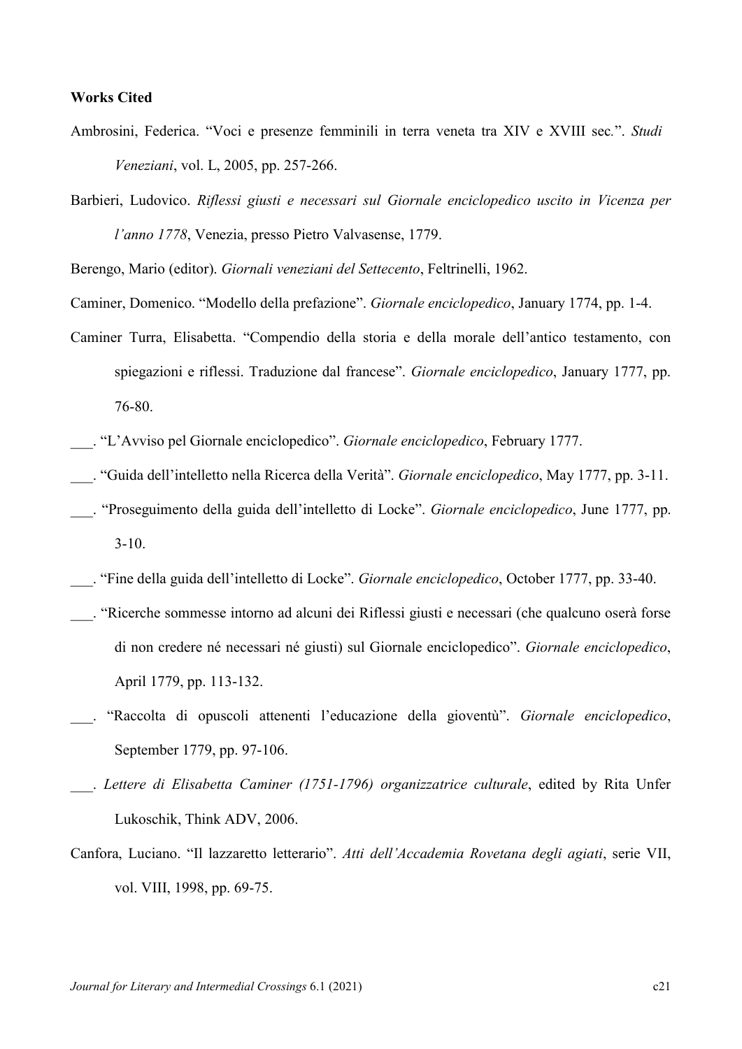**Works Cited**

Ambrosini, Federica. "Voci e presenze femminili in terra veneta tra XIV e XVIII sec.". *Studi Veneziani*, vol. L, 2005, pp. 257-266.

Barbieri, Ludovico. *Riflessi giusti e necessari sul Giornale enciclopedico uscito in Vicenza per l'anno 1778*, Venezia, presso Pietro Valvasense, 1779.

Berengo, Mario (editor). *Giornali veneziani del Settecento*, Feltrinelli, 1962.

Caminer, Domenico. "Modello della prefazione". *Giornale enciclopedico*, January 1774, pp. 1-4.

Caminer Turra, Elisabetta. "Compendio della storia e della morale dell'antico testamento, con spiegazioni e riflessi. Traduzione dal francese". *Giornale enciclopedico*, January 1777, pp. 76-80.

___. "L'Avviso pel Giornale enciclopedico". *Giornale enciclopedico*, February 1777.

___. "Guida dell'intelletto nella Ricerca della Verità". *Giornale enciclopedico*, May 1777, pp. 3-11.

___. "Proseguimento della guida dell'intelletto di Locke". *Giornale enciclopedico*, June 1777, pp. 3-10.

___. "Fine della guida dell'intelletto di Locke". *Giornale enciclopedico*, October 1777, pp. 33-40.

___. "Ricerche sommesse intorno ad alcuni dei Riflessi giusti e necessari (che qualcuno oserà forse di non credere né necessari né giusti) sul Giornale enciclopedico". *Giornale enciclopedico*, April 1779, pp. 113-132.

___. "Raccolta di opuscoli attenenti l'educazione della gioventù". *Giornale enciclopedico*, September 1779, pp. 97-106.

___. *Lettere di Elisabetta Caminer (1751-1796) organizzatrice culturale*, edited by Rita Unfer Lukoschik, Think ADV, 2006.

Canfora, Luciano. "Il lazzaretto letterario". *Atti dell'Accademia Rovetana degli agiati*, serie VII, vol. VIII, 1998, pp. 69-75.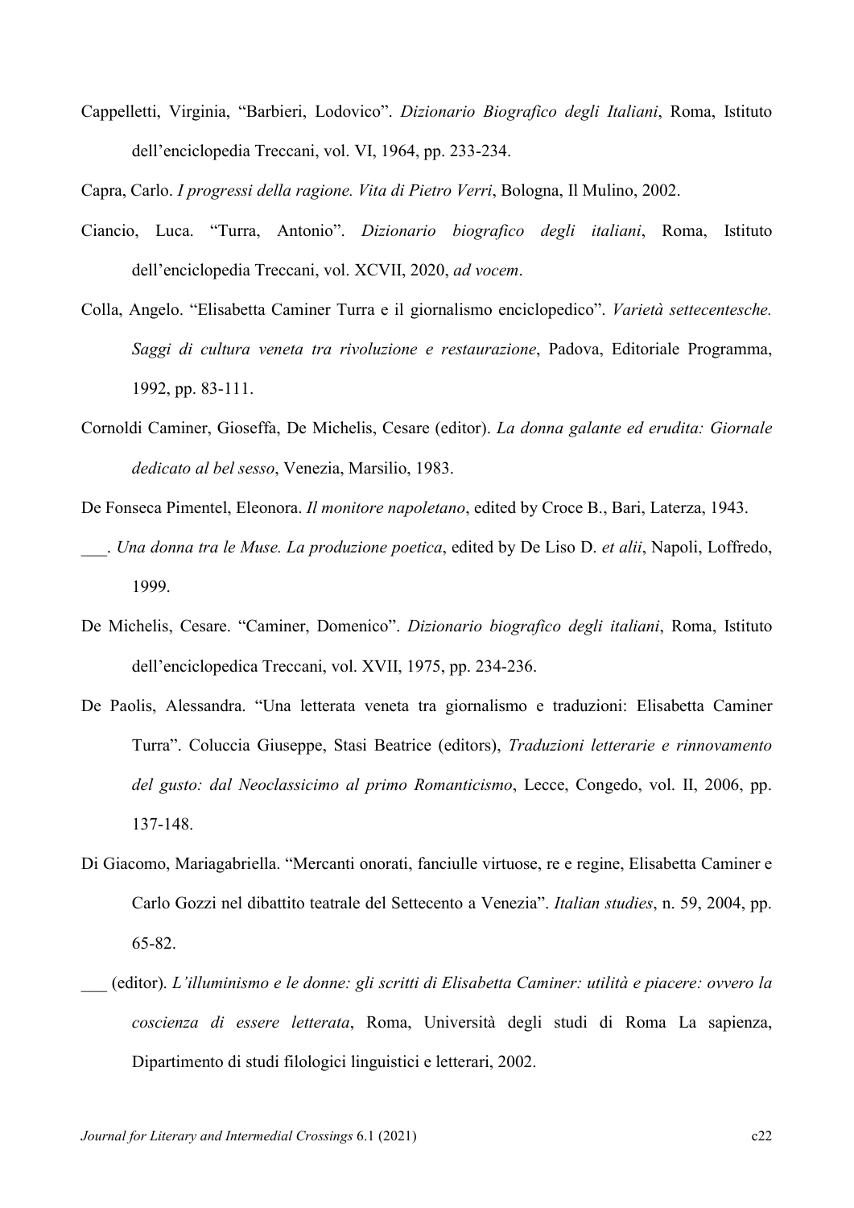Cappelletti, Virginia, "Barbieri, Lodovico". *Dizionario Biografico degli Italiani*, Roma, Istituto dell'enciclopedia Treccani, vol. VI, 1964, pp. 233-234.

Capra, Carlo. *I progressi della ragione. Vita di Pietro Verri*, Bologna, Il Mulino, 2002.

Ciancio, Luca. "Turra, Antonio". *Dizionario biografico degli italiani*, Roma, Istituto dell'enciclopedia Treccani, vol. XCVII, 2020, *ad vocem*.

Colla, Angelo. "Elisabetta Caminer Turra e il giornalismo enciclopedico". *Varietà settecentesche. Saggi di cultura veneta tra rivoluzione e restaurazione*, Padova, Editoriale Programma, 1992, pp. 83-111.

Cornoldi Caminer, Gioseffa, De Michelis, Cesare (editor). *La donna galante ed erudita: Giornale dedicato al bel sesso*, Venezia, Marsilio, 1983.

De Fonseca Pimentel, Eleonora. *Il monitore napoletano*, edited by Croce B., Bari, Laterza, 1943.

___. *Una donna tra le Muse. La produzione poetica*, edited by De Liso D. *et alii*, Napoli, Loffredo, 1999.

De Michelis, Cesare. "Caminer, Domenico". *Dizionario biografico degli italiani*, Roma, Istituto dell'enciclopedica Treccani, vol. XVII, 1975, pp. 234-236.

De Paolis, Alessandra. "Una letterata veneta tra giornalismo e traduzioni: Elisabetta Caminer Turra". Coluccia Giuseppe, Stasi Beatrice (editors), *Traduzioni letterarie e rinnovamento del gusto: dal Neoclassicimo al primo Romanticismo*, Lecce, Congedo, vol. II, 2006, pp. 137-148.

Di Giacomo, Mariagabriella. "Mercanti onorati, fanciulle virtuose, re e regine, Elisabetta Caminer e Carlo Gozzi nel dibattito teatrale del Settecento a Venezia". *Italian studies*, n. 59, 2004, pp. 65-82.

___ (editor). *L'illuminismo e le donne: gli scritti di Elisabetta Caminer: utilità e piacere: ovvero la coscienza di essere letterata*, Roma, Università degli studi di Roma La sapienza, Dipartimento di studi filologici linguistici e letterari, 2002.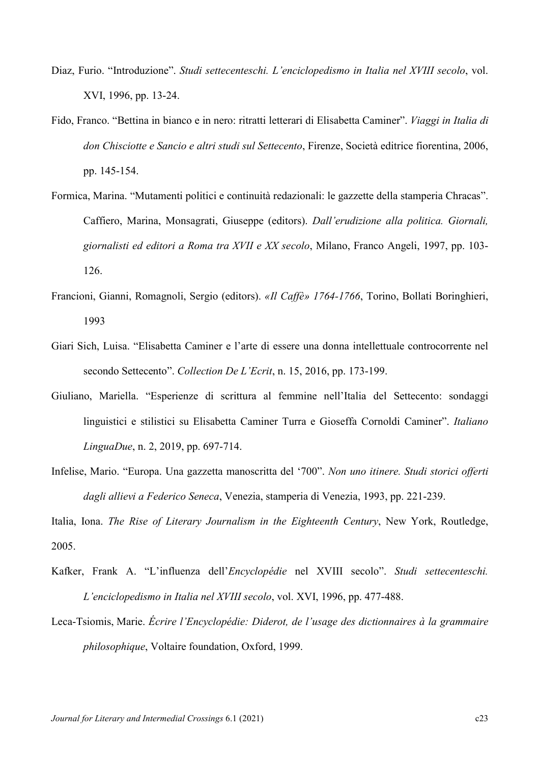Diaz, Furio. "Introduzione". *Studi settecenteschi. L'enciclopedismo in Italia nel XVIII secolo*, vol. XVI, 1996, pp. 13-24.

Fido, Franco. "Bettina in bianco e in nero: ritratti letterari di Elisabetta Caminer". *Viaggi in Italia di don Chisciotte e Sancio e altri studi sul Settecento*, Firenze, Società editrice fiorentina, 2006, pp. 145-154.

Formica, Marina. "Mutamenti politici e continuità redazionali: le gazzette della stamperia Chracas". Caffiero, Marina, Monsagrati, Giuseppe (editors). *Dall'erudizione alla politica. Giornali, giornalisti ed editori a Roma tra XVII e XX secolo*, Milano, Franco Angeli, 1997, pp. 103-126.

Francioni, Gianni, Romagnoli, Sergio (editors). *«Il Caffè» 1764-1766*, Torino, Bollati Boringhieri, 1993

Giari Sich, Luisa. "Elisabetta Caminer e l'arte di essere una donna intellettuale controcorrente nel secondo Settecento". *Collection De L'Ecrit*, n. 15, 2016, pp. 173-199.

Giuliano, Mariella. "Esperienze di scrittura al femmine nell'Italia del Settecento: sondaggi linguistici e stilistici su Elisabetta Caminer Turra e Gioseffa Cornoldi Caminer". *Italiano LinguaDue*, n. 2, 2019, pp. 697-714.

Infelise, Mario. "Europa. Una gazzetta manoscritta del '700". *Non uno itinere. Studi storici offerti dagli allievi a Federico Seneca*, Venezia, stamperia di Venezia, 1993, pp. 221-239.

Italia, Iona. *The Rise of Literary Journalism in the Eighteenth Century*, New York, Routledge, 2005.

Kafker, Frank A. "L'influenza dell'*Encyclopédie* nel XVIII secolo". *Studi settecenteschi. L'enciclopedismo in Italia nel XVIII secolo*, vol. XVI, 1996, pp. 477-488.

Leca-Tsiomis, Marie. *Écrire l'Encyclopédie: Diderot, de l'usage des dictionnaires à la grammaire philosophique*, Voltaire foundation, Oxford, 1999.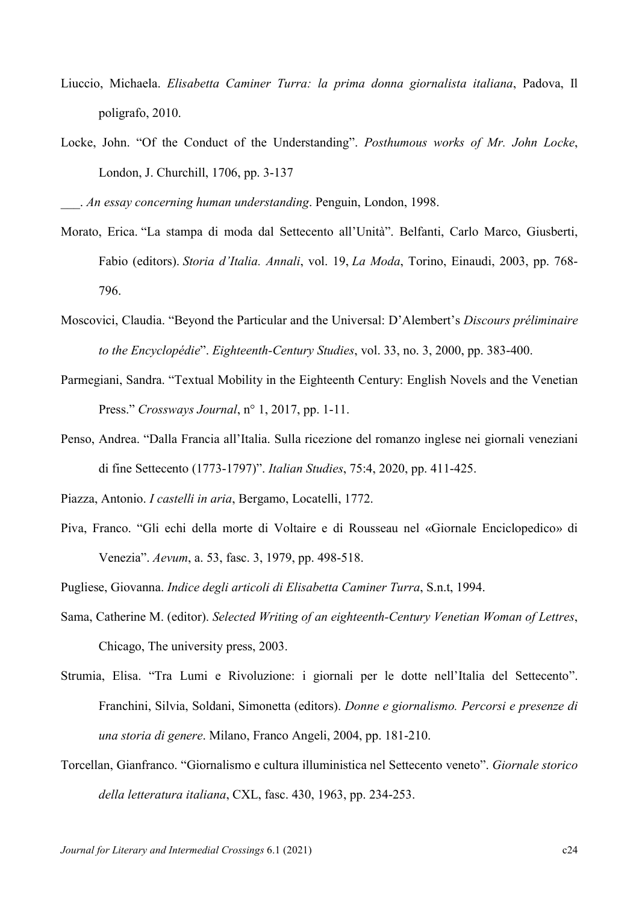Liuccio, Michaela. *Elisabetta Caminer Turra: la prima donna giornalista italiana*, Padova, Il poligrafo, 2010.

Locke, John. "Of the Conduct of the Understanding". *Posthumous works of Mr. John Locke*, London, J. Churchill, 1706, pp. 3-137

___. *An essay concerning human understanding*. Penguin, London, 1998.

Morato, Erica. "La stampa di moda dal Settecento all'Unità". Belfanti, Carlo Marco, Giusberti, Fabio (editors). *Storia d'Italia. Annali*, vol. 19, *La Moda*, Torino, Einaudi, 2003, pp. 768-796.

Moscovici, Claudia. "Beyond the Particular and the Universal: D'Alembert's *Discours préliminaire to the Encyclopédie*". *Eighteenth-Century Studies*, vol. 33, no. 3, 2000, pp. 383-400.

Parmegiani, Sandra. "Textual Mobility in the Eighteenth Century: English Novels and the Venetian Press." *Crossways Journal*, n° 1, 2017, pp. 1-11.

Penso, Andrea. "Dalla Francia all'Italia. Sulla ricezione del romanzo inglese nei giornali veneziani di fine Settecento (1773-1797)". *Italian Studies*, 75:4, 2020, pp. 411-425.

Piazza, Antonio. *I castelli in aria*, Bergamo, Locatelli, 1772.

Piva, Franco. "Gli echi della morte di Voltaire e di Rousseau nel «Giornale Enciclopedico» di Venezia". *Aevum*, a. 53, fasc. 3, 1979, pp. 498-518.

Pugliese, Giovanna. *Indice degli articoli di Elisabetta Caminer Turra*, S.n.t, 1994.

Sama, Catherine M. (editor). *Selected Writing of an eighteenth-Century Venetian Woman of Lettres*, Chicago, The university press, 2003.

Strumia, Elisa. "Tra Lumi e Rivoluzione: i giornali per le dotte nell'Italia del Settecento". Franchini, Silvia, Soldani, Simonetta (editors). *Donne e giornalismo. Percorsi e presenze di una storia di genere*. Milano, Franco Angeli, 2004, pp. 181-210.

Torcellan, Gianfranco. "Giornalismo e cultura illuministica nel Settecento veneto". *Giornale storico della letteratura italiana*, CXL, fasc. 430, 1963, pp. 234-253.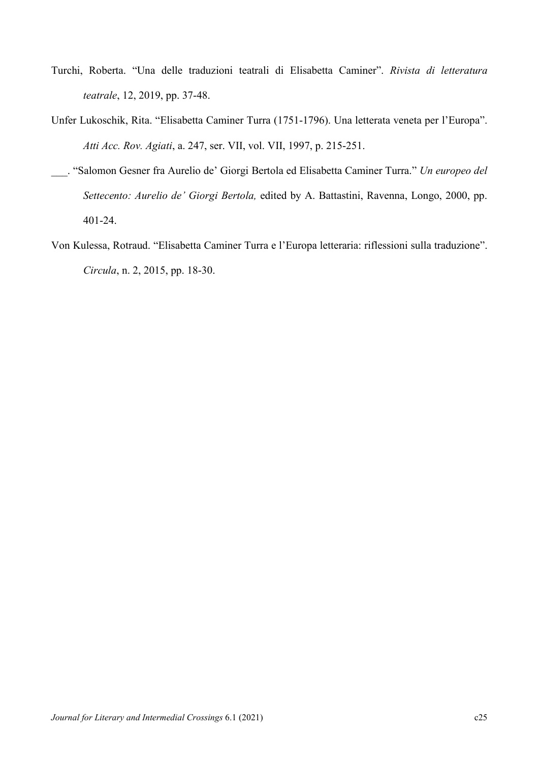Turchi, Roberta. "Una delle traduzioni teatrali di Elisabetta Caminer". *Rivista di letteratura teatrale*, 12, 2019, pp. 37-48.

Unfer Lukoschik, Rita. "Elisabetta Caminer Turra (1751-1796). Una letterata veneta per l'Europa". *Atti Acc. Rov. Agiati*, a. 247, ser. VII, vol. VII, 1997, p. 215-251.

___. "Salomon Gesner fra Aurelio de' Giorgi Bertola ed Elisabetta Caminer Turra." *Un europeo del Settecento: Aurelio de' Giorgi Bertola,* edited by A. Battastini, Ravenna, Longo, 2000, pp. 401-24.

Von Kulessa, Rotraud. "Elisabetta Caminer Turra e l'Europa letteraria: riflessioni sulla traduzione". *Circula*, n. 2, 2015, pp. 18-30.